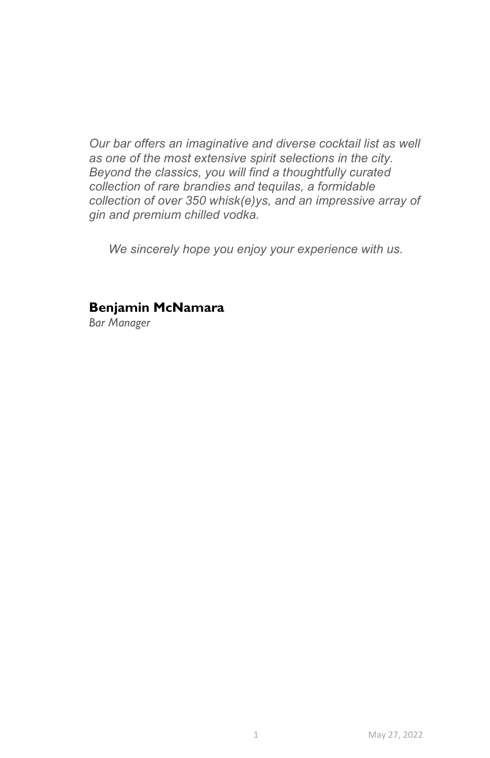*Our bar offers an imaginative and diverse cocktail list as well as one of the most extensive spirit selections in the city. Beyond the classics, you will find a thoughtfully curated collection of rare brandies and tequilas, a formidable collection of over 350 whisk(e)ys, and an impressive array of gin and premium chilled vodka.*

*We sincerely hope you enjoy your experience with us.*

**Benjamin McNamara**
*Bar Manager*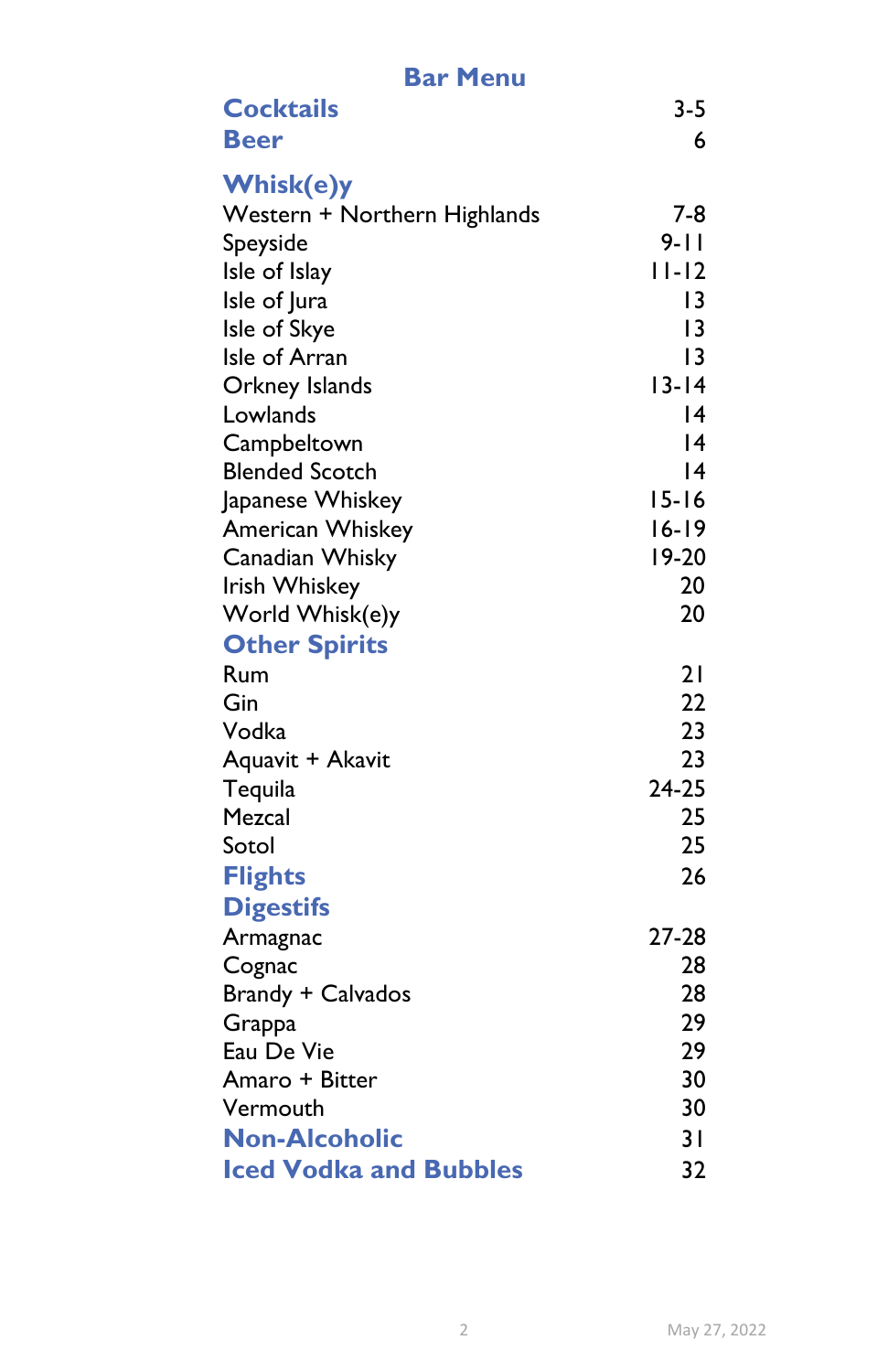# Bar Menu

| | |
|---|---|
| **Cocktails** | 3-5 |
| **Beer** | 6 |
| **Whisk(e)y** | |
| Western + Northern Highlands | 7-8 |
| Speyside | 9-11 |
| Isle of Islay | 11-12 |
| Isle of Jura | 13 |
| Isle of Skye | 13 |
| Isle of Arran | 13 |
| Orkney Islands | 13-14 |
| Lowlands | 14 |
| Campbeltown | 14 |
| Blended Scotch | 14 |
| Japanese Whiskey | 15-16 |
| American Whiskey | 16-19 |
| Canadian Whisky | 19-20 |
| Irish Whiskey | 20 |
| World Whisk(e)y | 20 |
| **Other Spirits** | |
| Rum | 21 |
| Gin | 22 |
| Vodka | 23 |
| Aquavit + Akavit | 23 |
| Tequila | 24-25 |
| Mezcal | 25 |
| Sotol | 25 |
| **Flights** | 26 |
| **Digestifs** | |
| Armagnac | 27-28 |
| Cognac | 28 |
| Brandy + Calvados | 28 |
| Grappa | 29 |
| Eau De Vie | 29 |
| Amaro + Bitter | 30 |
| Vermouth | 30 |
| **Non-Alcoholic** | 31 |
| **Iced Vodka and Bubbles** | 32 |

May 27, 2022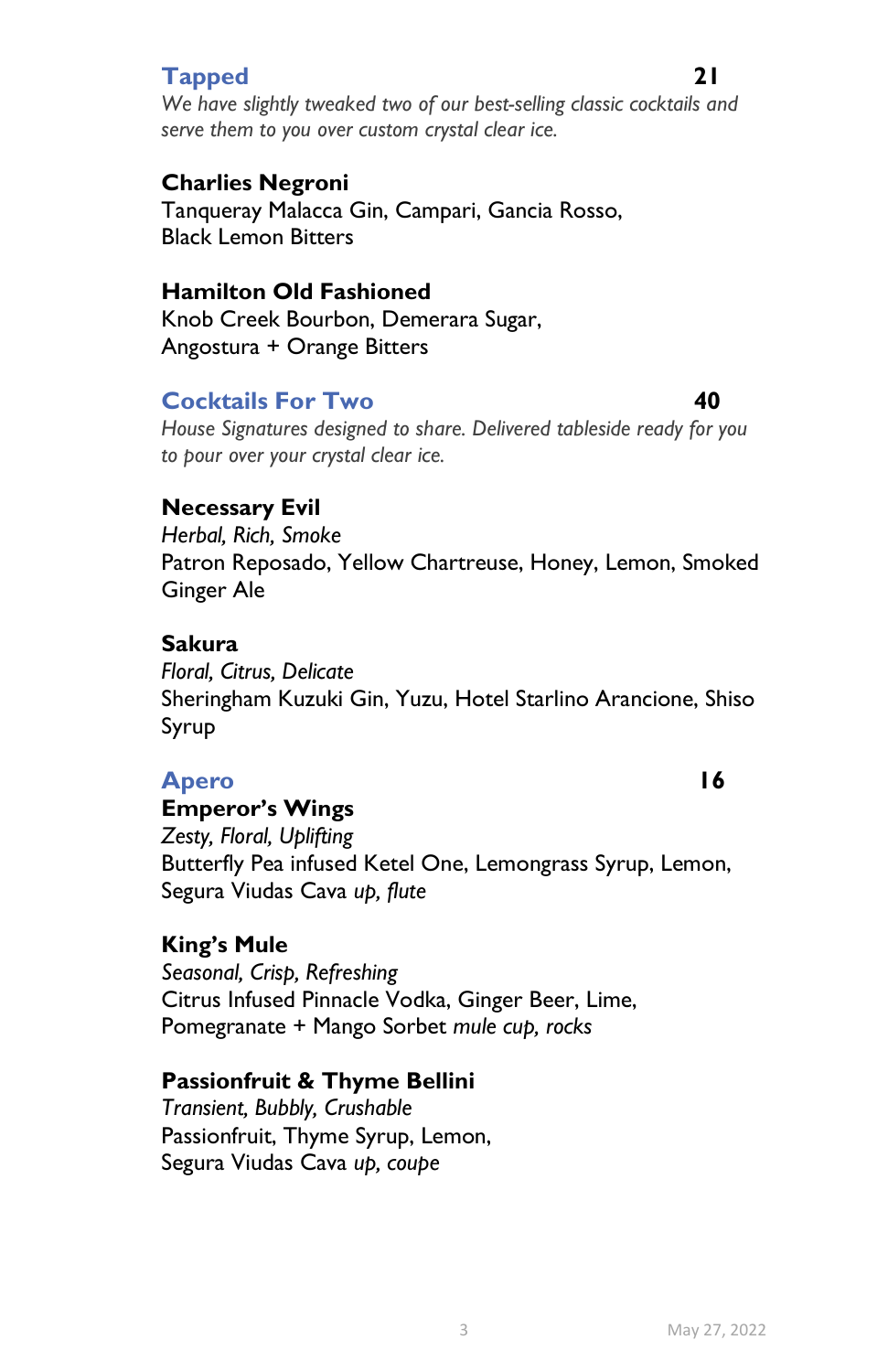## Tapped 21

*We have slightly tweaked two of our best-selling classic cocktails and serve them to you over custom crystal clear ice.*

**Charlies Negroni**
Tanqueray Malacca Gin, Campari, Gancia Rosso, Black Lemon Bitters

**Hamilton Old Fashioned**
Knob Creek Bourbon, Demerara Sugar, Angostura + Orange Bitters

## Cocktails For Two 40

*House Signatures designed to share. Delivered tableside ready for you to pour over your crystal clear ice.*

**Necessary Evil**
*Herbal, Rich, Smoke*
Patron Reposado, Yellow Chartreuse, Honey, Lemon, Smoked Ginger Ale

**Sakura**
*Floral, Citrus, Delicate*
Sheringham Kuzuki Gin, Yuzu, Hotel Starlino Arancione, Shiso Syrup

## Apero 16

**Emperor's Wings**
*Zesty, Floral, Uplifting*
Butterfly Pea infused Ketel One, Lemongrass Syrup, Lemon, Segura Viudas Cava *up, flute*

**King's Mule**
*Seasonal, Crisp, Refreshing*
Citrus Infused Pinnacle Vodka, Ginger Beer, Lime, Pomegranate + Mango Sorbet *mule cup, rocks*

**Passionfruit & Thyme Bellini**
*Transient, Bubbly, Crushable*
Passionfruit, Thyme Syrup, Lemon, Segura Viudas Cava *up, coupe*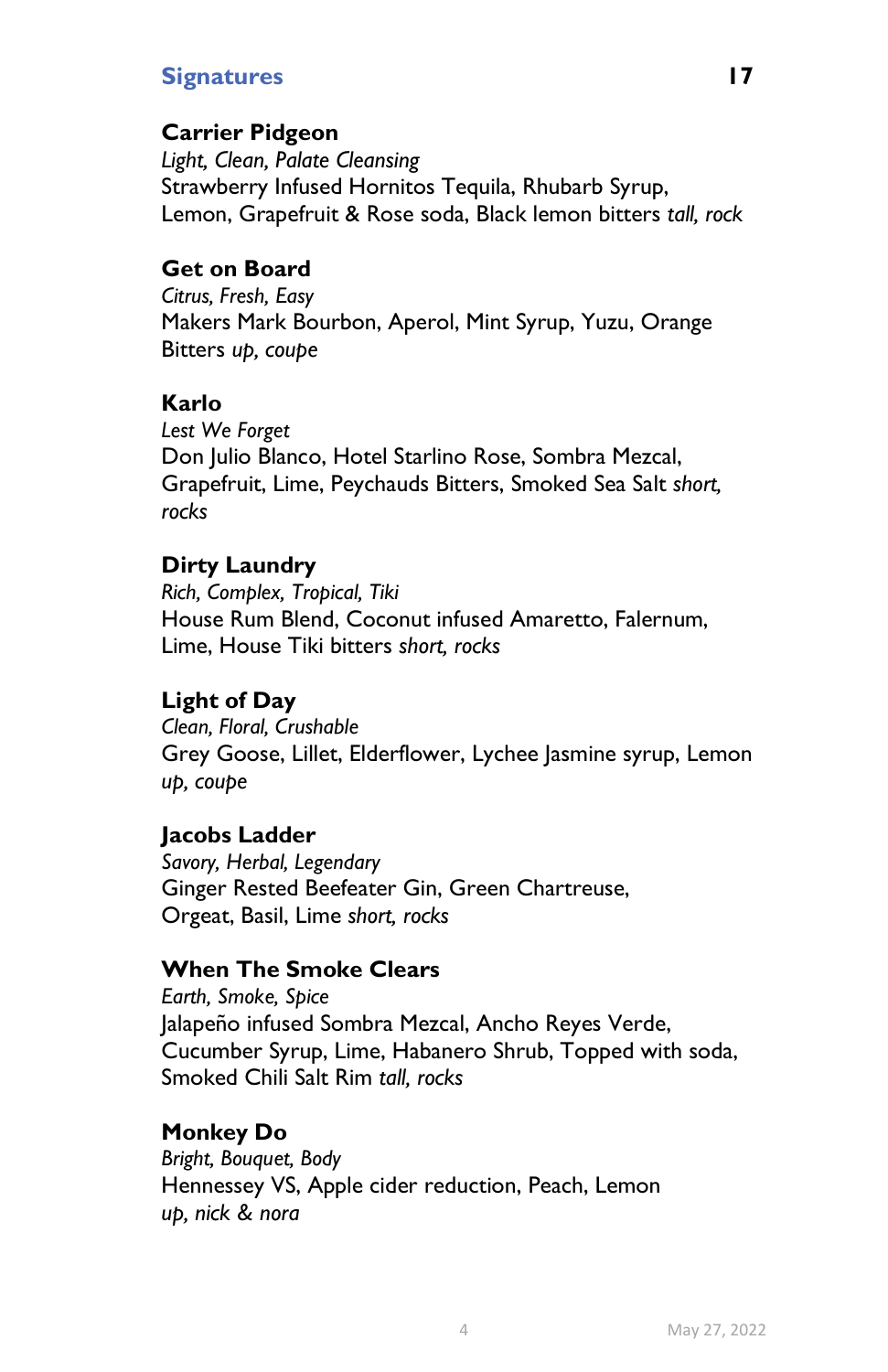## Signatures

**17**

### Carrier Pidgeon
*Light, Clean, Palate Cleansing*
Strawberry Infused Hornitos Tequila, Rhubarb Syrup, Lemon, Grapefruit & Rose soda, Black lemon bitters *tall, rock*

### Get on Board
*Citrus, Fresh, Easy*
Makers Mark Bourbon, Aperol, Mint Syrup, Yuzu, Orange Bitters *up, coupe*

### Karlo
*Lest We Forget*
Don Julio Blanco, Hotel Starlino Rose, Sombra Mezcal, Grapefruit, Lime, Peychauds Bitters, Smoked Sea Salt *short, rocks*

### Dirty Laundry
*Rich, Complex, Tropical, Tiki*
House Rum Blend, Coconut infused Amaretto, Falernum, Lime, House Tiki bitters *short, rocks*

### Light of Day
*Clean, Floral, Crushable*
Grey Goose, Lillet, Elderflower, Lychee Jasmine syrup, Lemon *up, coupe*

### Jacobs Ladder
*Savory, Herbal, Legendary*
Ginger Rested Beefeater Gin, Green Chartreuse, Orgeat, Basil, Lime *short, rocks*

### When The Smoke Clears
*Earth, Smoke, Spice*
Jalapeño infused Sombra Mezcal, Ancho Reyes Verde, Cucumber Syrup, Lime, Habanero Shrub, Topped with soda, Smoked Chili Salt Rim *tall, rocks*

### Monkey Do
*Bright, Bouquet, Body*
Hennessey VS, Apple cider reduction, Peach, Lemon *up, nick & nora*

May 27, 2022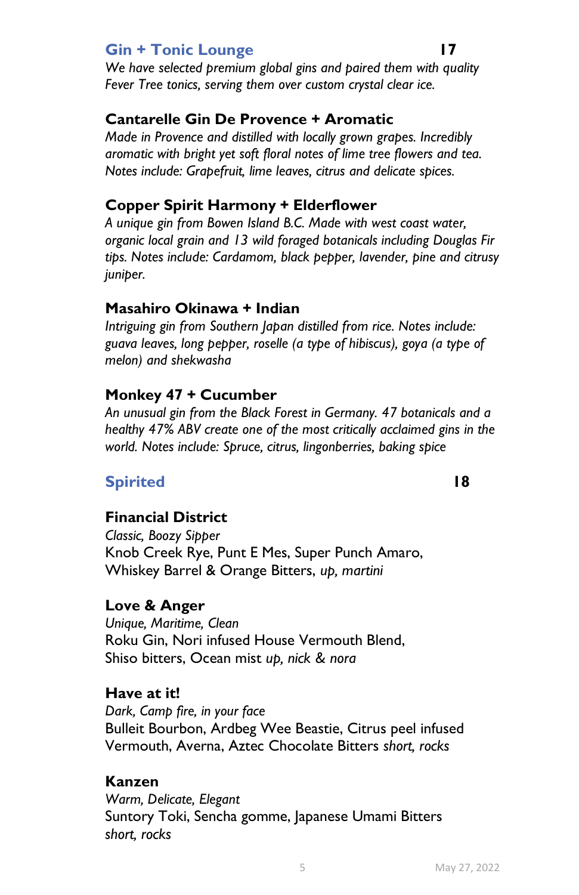## Gin + Tonic Lounge 17

*We have selected premium global gins and paired them with quality Fever Tree tonics, serving them over custom crystal clear ice.*

### Cantarelle Gin De Provence + Aromatic

*Made in Provence and distilled with locally grown grapes. Incredibly aromatic with bright yet soft floral notes of lime tree flowers and tea. Notes include: Grapefruit, lime leaves, citrus and delicate spices.*

### Copper Spirit Harmony + Elderflower

*A unique gin from Bowen Island B.C. Made with west coast water, organic local grain and 13 wild foraged botanicals including Douglas Fir tips. Notes include: Cardamom, black pepper, lavender, pine and citrusy juniper.*

### Masahiro Okinawa + Indian

*Intriguing gin from Southern Japan distilled from rice. Notes include: guava leaves, long pepper, roselle (a type of hibiscus), goya (a type of melon) and shekwasha*

### Monkey 47 + Cucumber

*An unusual gin from the Black Forest in Germany. 47 botanicals and a healthy 47% ABV create one of the most critically acclaimed gins in the world. Notes include: Spruce, citrus, lingonberries, baking spice*

## Spirited 18

### Financial District

*Classic, Boozy Sipper*

Knob Creek Rye, Punt E Mes, Super Punch Amaro, Whiskey Barrel & Orange Bitters, *up, martini*

### Love & Anger

*Unique, Maritime, Clean*

Roku Gin, Nori infused House Vermouth Blend, Shiso bitters, Ocean mist *up, nick & nora*

### Have at it!

*Dark, Camp fire, in your face*

Bulleit Bourbon, Ardbeg Wee Beastie, Citrus peel infused Vermouth, Averna, Aztec Chocolate Bitters *short, rocks*

### Kanzen

*Warm, Delicate, Elegant*

Suntory Toki, Sencha gomme, Japanese Umami Bitters *short, rocks*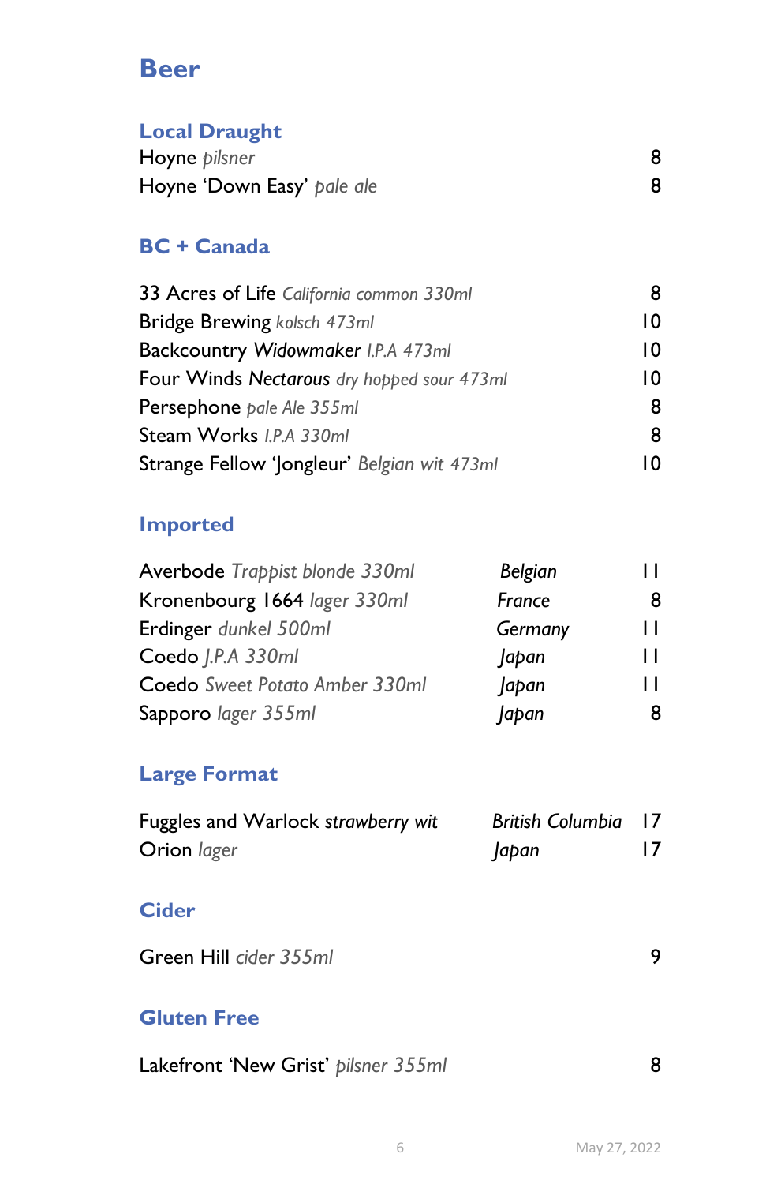# Beer

## Local Draught

| | |
|---|---|
| Hoyne *pilsner* | 8 |
| Hoyne 'Down Easy' *pale ale* | 8 |

## BC + Canada

| | |
|---|---|
| 33 Acres of Life *California common 330ml* | 8 |
| Bridge Brewing *kolsch 473ml* | 10 |
| Backcountry *Widowmaker* *I.P.A 473ml* | 10 |
| Four Winds *Nectarous* *dry hopped sour 473ml* | 10 |
| Persephone *pale Ale 355ml* | 8 |
| Steam Works *I.P.A 330ml* | 8 |
| Strange Fellow 'Jongleur' *Belgian wit 473ml* | 10 |

## Imported

| | | |
|---|---|---|
| Averbode *Trappist blonde 330ml* | *Belgian* | 11 |
| Kronenbourg 1664 *lager 330ml* | *France* | 8 |
| Erdinger *dunkel 500ml* | *Germany* | 11 |
| Coedo *J.P.A 330ml* | *Japan* | 11 |
| Coedo *Sweet Potato Amber 330ml* | *Japan* | 11 |
| Sapporo *lager 355ml* | *Japan* | 8 |

## Large Format

| | | |
|---|---|---|
| Fuggles and Warlock *strawberry wit* | *British Columbia* | 17 |
| Orion *lager* | *Japan* | 17 |

## Cider

| | |
|---|---|
| Green Hill *cider 355ml* | 9 |

## Gluten Free

| | |
|---|---|
| Lakefront 'New Grist' *pilsner 355ml* | 8 |

May 27, 2022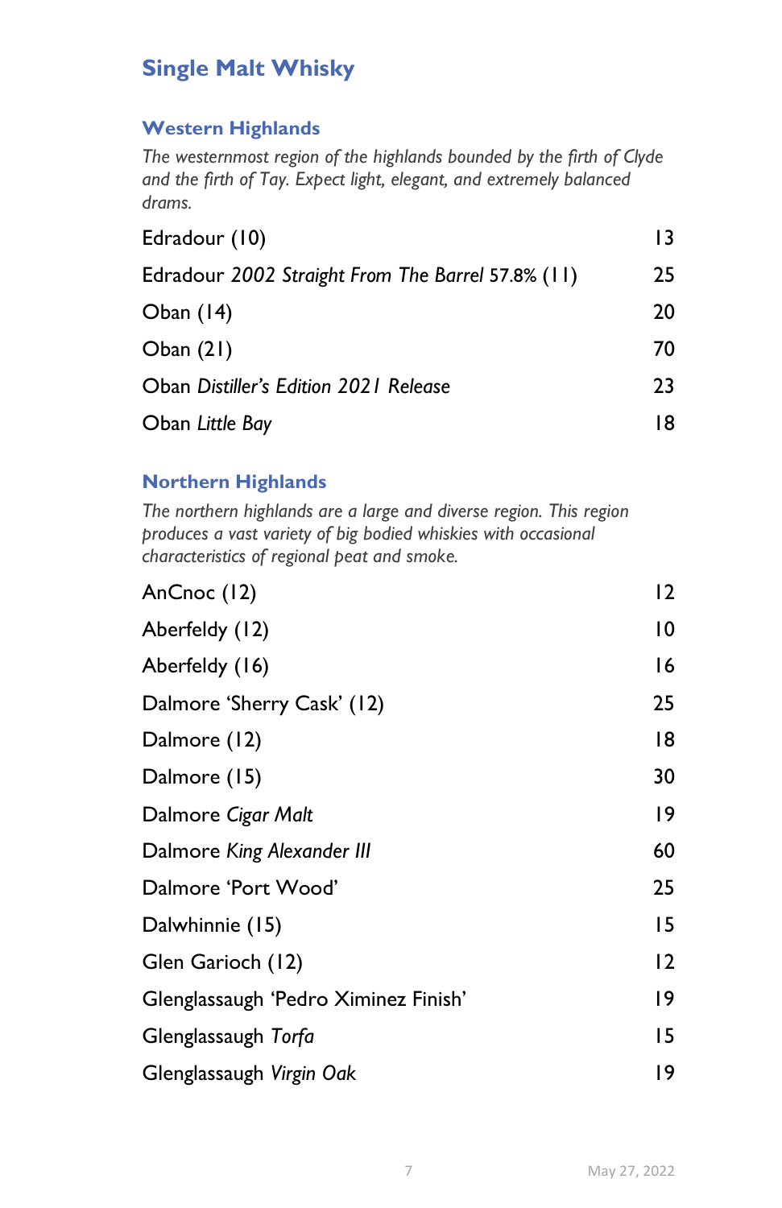# Single Malt Whisky

## Western Highlands

*The westernmost region of the highlands bounded by the firth of Clyde and the firth of Tay. Expect light, elegant, and extremely balanced drams.*

| | |
|---|---|
| Edradour (10) | 13 |
| Edradour *2002 Straight From The Barrel* 57.8% (11) | 25 |
| Oban (14) | 20 |
| Oban (21) | 70 |
| Oban *Distiller's Edition 2021 Release* | 23 |
| Oban *Little Bay* | 18 |

## Northern Highlands

*The northern highlands are a large and diverse region. This region produces a vast variety of big bodied whiskies with occasional characteristics of regional peat and smoke.*

| | |
|---|---|
| AnCnoc (12) | 12 |
| Aberfeldy (12) | 10 |
| Aberfeldy (16) | 16 |
| Dalmore 'Sherry Cask' (12) | 25 |
| Dalmore (12) | 18 |
| Dalmore (15) | 30 |
| Dalmore *Cigar Malt* | 19 |
| Dalmore *King Alexander III* | 60 |
| Dalmore 'Port Wood' | 25 |
| Dalwhinnie (15) | 15 |
| Glen Garioch (12) | 12 |
| Glenglassaugh 'Pedro Ximinez Finish' | 19 |
| Glenglassaugh *Torfa* | 15 |
| Glenglassaugh *Virgin Oak* | 19 |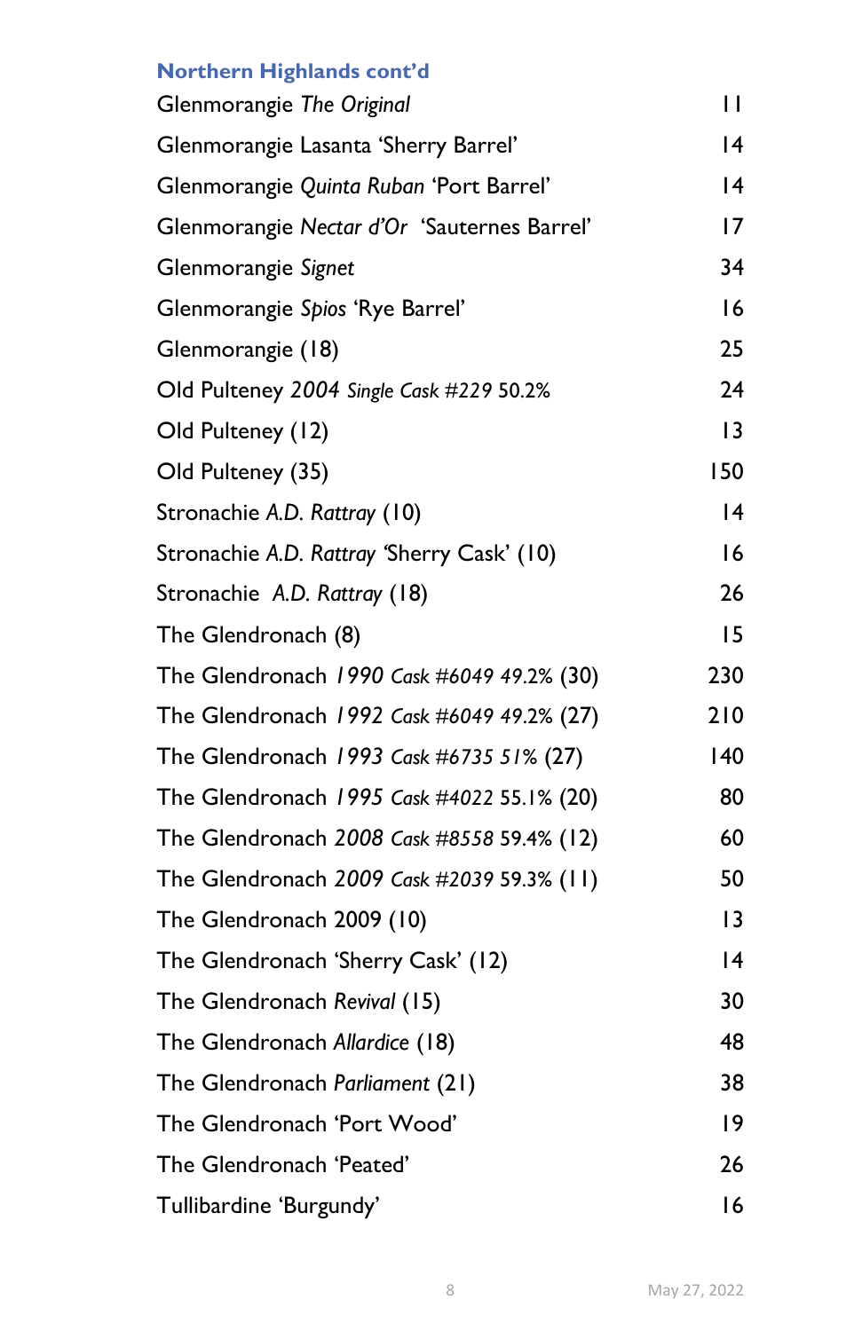### Northern Highlands cont'd

| | |
|---|---|
| Glenmorangie *The Original* | 11 |
| Glenmorangie Lasanta 'Sherry Barrel' | 14 |
| Glenmorangie *Quinta Ruban* 'Port Barrel' | 14 |
| Glenmorangie *Nectar d'Or* 'Sauternes Barrel' | 17 |
| Glenmorangie *Signet* | 34 |
| Glenmorangie *Spios* 'Rye Barrel' | 16 |
| Glenmorangie (18) | 25 |
| Old Pulteney *2004 Single Cask #229* 50.2% | 24 |
| Old Pulteney (12) | 13 |
| Old Pulteney (35) | 150 |
| Stronachie *A.D. Rattray* (10) | 14 |
| Stronachie *A.D. Rattray* 'Sherry Cask' (10) | 16 |
| Stronachie *A.D. Rattray* (18) | 26 |
| The Glendronach (8) | 15 |
| The Glendronach *1990 Cask #6049 49.2%* (30) | 230 |
| The Glendronach *1992 Cask #6049 49.2%* (27) | 210 |
| The Glendronach *1993 Cask #6735 51%* (27) | 140 |
| The Glendronach *1995 Cask #4022* 55.1% (20) | 80 |
| The Glendronach *2008 Cask #8558* 59.4% (12) | 60 |
| The Glendronach *2009 Cask #2039* 59.3% (11) | 50 |
| The Glendronach 2009 (10) | 13 |
| The Glendronach 'Sherry Cask' (12) | 14 |
| The Glendronach *Revival* (15) | 30 |
| The Glendronach *Allardice* (18) | 48 |
| The Glendronach *Parliament* (21) | 38 |
| The Glendronach 'Port Wood' | 19 |
| The Glendronach 'Peated' | 26 |
| Tullibardine 'Burgundy' | 16 |

May 27, 2022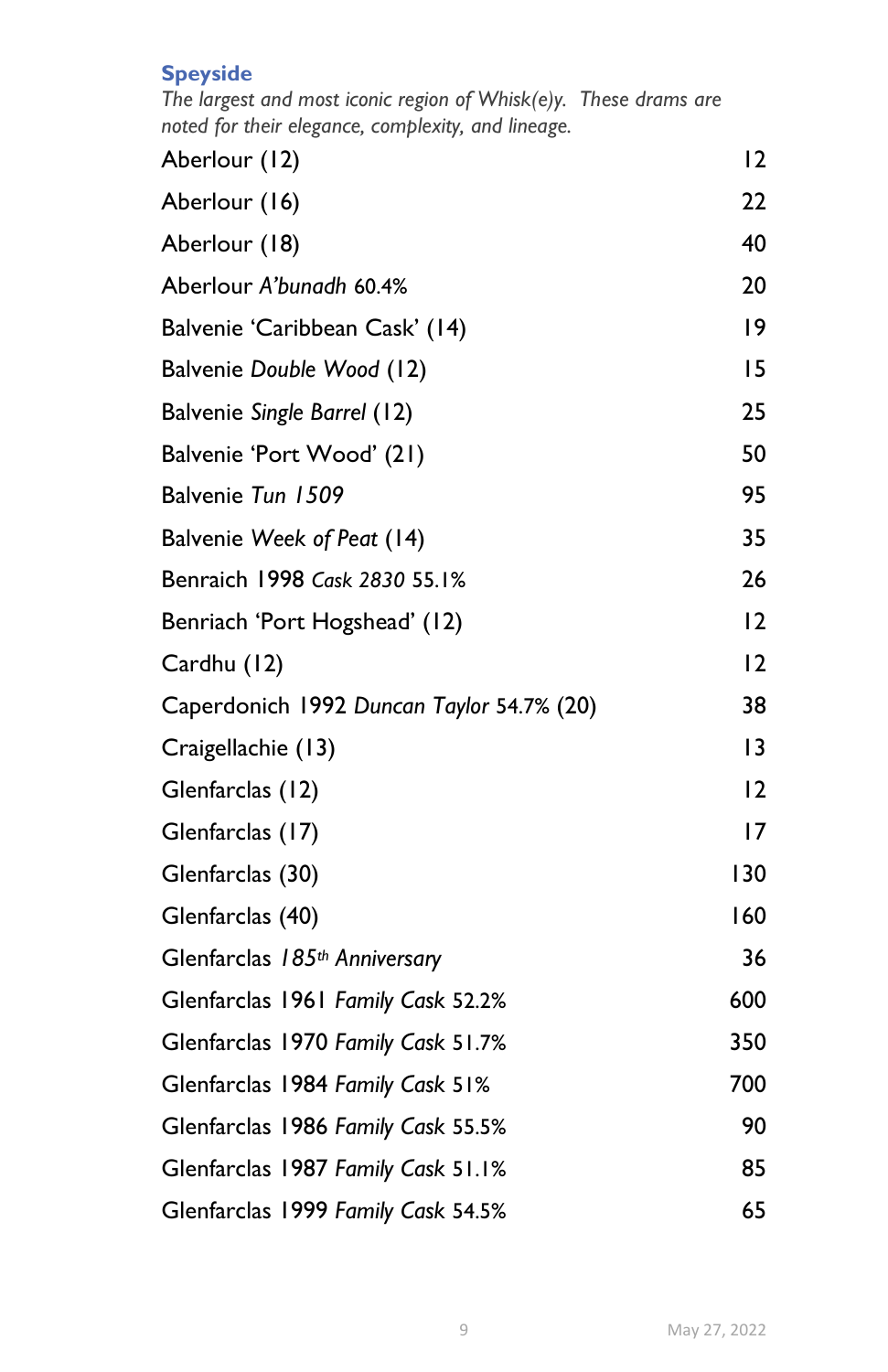## Speyside

*The largest and most iconic region of Whisk(e)y. These drams are noted for their elegance, complexity, and lineage.*

| | |
|---|---|
| Aberlour (12) | 12 |
| Aberlour (16) | 22 |
| Aberlour (18) | 40 |
| Aberlour *A'bunadh* 60.4% | 20 |
| Balvenie 'Caribbean Cask' (14) | 19 |
| Balvenie *Double Wood* (12) | 15 |
| Balvenie *Single Barrel* (12) | 25 |
| Balvenie 'Port Wood' (21) | 50 |
| Balvenie *Tun 1509* | 95 |
| Balvenie *Week of Peat* (14) | 35 |
| Benraich 1998 *Cask 2830* 55.1% | 26 |
| Benriach 'Port Hogshead' (12) | 12 |
| Cardhu (12) | 12 |
| Caperdonich 1992 *Duncan Taylor* 54.7% (20) | 38 |
| Craigellachie (13) | 13 |
| Glenfarclas (12) | 12 |
| Glenfarclas (17) | 17 |
| Glenfarclas (30) | 130 |
| Glenfarclas (40) | 160 |
| Glenfarclas *185th Anniversary* | 36 |
| Glenfarclas 1961 *Family Cask* 52.2% | 600 |
| Glenfarclas 1970 *Family Cask* 51.7% | 350 |
| Glenfarclas 1984 *Family Cask* 51% | 700 |
| Glenfarclas 1986 *Family Cask* 55.5% | 90 |
| Glenfarclas 1987 *Family Cask* 51.1% | 85 |
| Glenfarclas 1999 *Family Cask* 54.5% | 65 |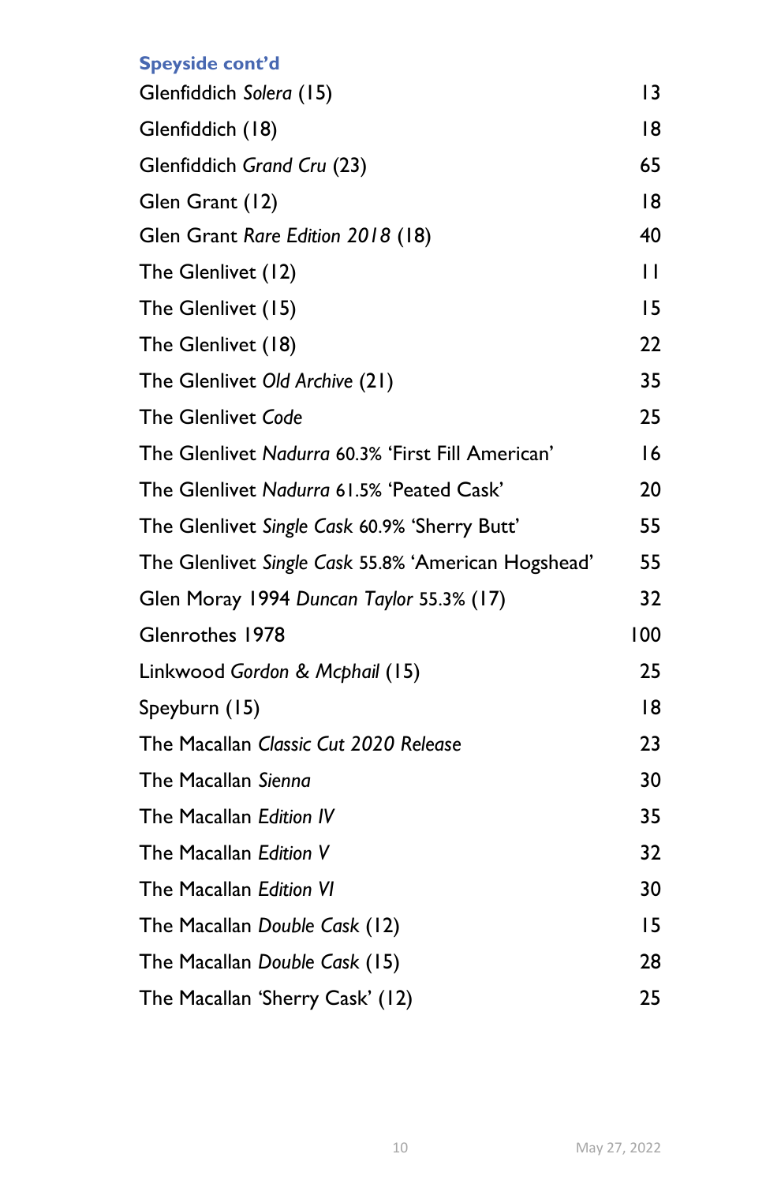### Speyside cont'd

| | |
|---|---|
| Glenfiddich *Solera* (15) | 13 |
| Glenfiddich (18) | 18 |
| Glenfiddich *Grand Cru* (23) | 65 |
| Glen Grant (12) | 18 |
| Glen Grant *Rare Edition 2018* (18) | 40 |
| The Glenlivet (12) | 11 |
| The Glenlivet (15) | 15 |
| The Glenlivet (18) | 22 |
| The Glenlivet *Old Archive* (21) | 35 |
| The Glenlivet *Code* | 25 |
| The Glenlivet *Nadurra* 60.3% 'First Fill American' | 16 |
| The Glenlivet *Nadurra* 61.5% 'Peated Cask' | 20 |
| The Glenlivet *Single Cask* 60.9% 'Sherry Butt' | 55 |
| The Glenlivet *Single Cask* 55.8% 'American Hogshead' | 55 |
| Glen Moray 1994 *Duncan Taylor* 55.3% (17) | 32 |
| Glenrothes 1978 | 100 |
| Linkwood *Gordon & Mcphail* (15) | 25 |
| Speyburn (15) | 18 |
| The Macallan *Classic Cut 2020 Release* | 23 |
| The Macallan *Sienna* | 30 |
| The Macallan *Edition IV* | 35 |
| The Macallan *Edition V* | 32 |
| The Macallan *Edition VI* | 30 |
| The Macallan *Double Cask* (12) | 15 |
| The Macallan *Double Cask* (15) | 28 |
| The Macallan 'Sherry Cask' (12) | 25 |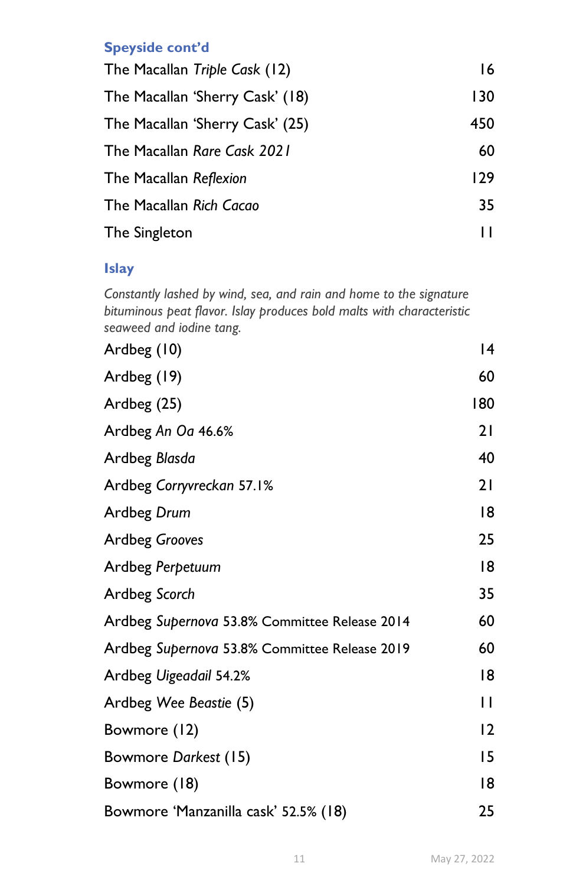### Speyside cont'd

| | |
|---|---|
| The Macallan *Triple Cask* (12) | 16 |
| The Macallan 'Sherry Cask' (18) | 130 |
| The Macallan 'Sherry Cask' (25) | 450 |
| The Macallan *Rare Cask 2021* | 60 |
| The Macallan *Reflexion* | 129 |
| The Macallan *Rich Cacao* | 35 |
| The Singleton | 11 |

### Islay

*Constantly lashed by wind, sea, and rain and home to the signature bituminous peat flavor. Islay produces bold malts with characteristic seaweed and iodine tang.*

| | |
|---|---|
| Ardbeg (10) | 14 |
| Ardbeg (19) | 60 |
| Ardbeg (25) | 180 |
| Ardbeg *An Oa* 46.6% | 21 |
| Ardbeg *Blasda* | 40 |
| Ardbeg *Corryvreckan* 57.1% | 21 |
| Ardbeg *Drum* | 18 |
| Ardbeg *Grooves* | 25 |
| Ardbeg *Perpetuum* | 18 |
| Ardbeg *Scorch* | 35 |
| Ardbeg *Supernova* 53.8% Committee Release 2014 | 60 |
| Ardbeg *Supernova* 53.8% Committee Release 2019 | 60 |
| Ardbeg *Uigeadail* 54.2% | 18 |
| Ardbeg *Wee Beastie* (5) | 11 |
| Bowmore (12) | 12 |
| Bowmore *Darkest* (15) | 15 |
| Bowmore (18) | 18 |
| Bowmore 'Manzanilla cask' 52.5% (18) | 25 |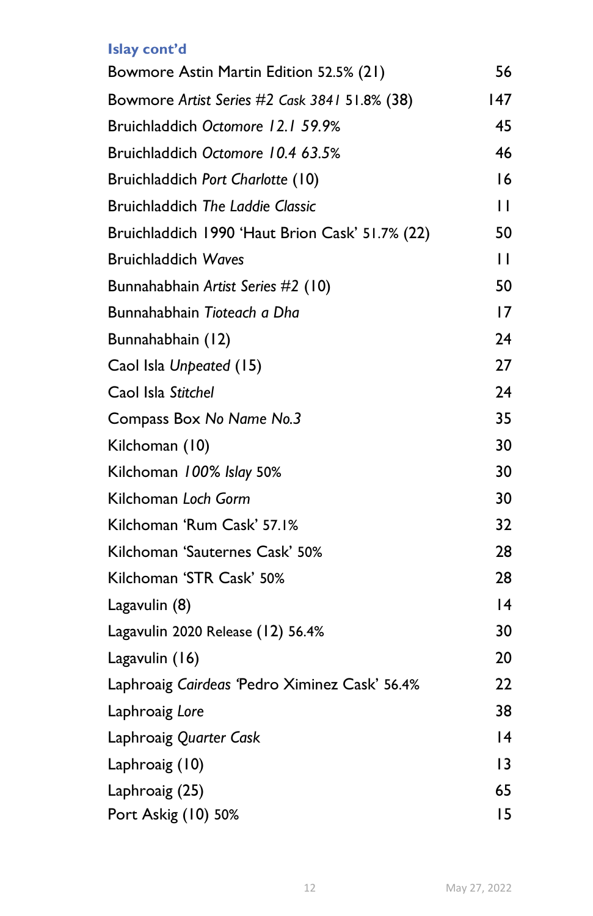### Islay cont'd

| | |
|---|---|
| Bowmore Astin Martin Edition 52.5% (21) | 56 |
| Bowmore *Artist Series #2 Cask 3841* 51.8% (38) | 147 |
| Bruichladdich *Octomore 12.1 59.9%* | 45 |
| Bruichladdich *Octomore 10.4 63.5%* | 46 |
| Bruichladdich *Port Charlotte* (10) | 16 |
| Bruichladdich *The Laddie Classic* | 11 |
| Bruichladdich 1990 'Haut Brion Cask' 51.7% (22) | 50 |
| Bruichladdich *Waves* | 11 |
| Bunnahabhain *Artist Series #2* (10) | 50 |
| Bunnahabhain *Tioteach a Dha* | 17 |
| Bunnahabhain (12) | 24 |
| Caol Isla *Unpeated* (15) | 27 |
| Caol Isla *Stitchel* | 24 |
| Compass Box *No Name No.3* | 35 |
| Kilchoman (10) | 30 |
| Kilchoman *100% Islay* 50% | 30 |
| Kilchoman *Loch Gorm* | 30 |
| Kilchoman 'Rum Cask' 57.1% | 32 |
| Kilchoman 'Sauternes Cask' 50% | 28 |
| Kilchoman 'STR Cask' 50% | 28 |
| Lagavulin (8) | 14 |
| Lagavulin 2020 Release (12) 56.4% | 30 |
| Lagavulin (16) | 20 |
| Laphroaig *Cairdeas* 'Pedro Ximinez Cask' 56.4% | 22 |
| Laphroaig *Lore* | 38 |
| Laphroaig *Quarter Cask* | 14 |
| Laphroaig (10) | 13 |
| Laphroaig (25) | 65 |
| Port Askig (10) 50% | 15 |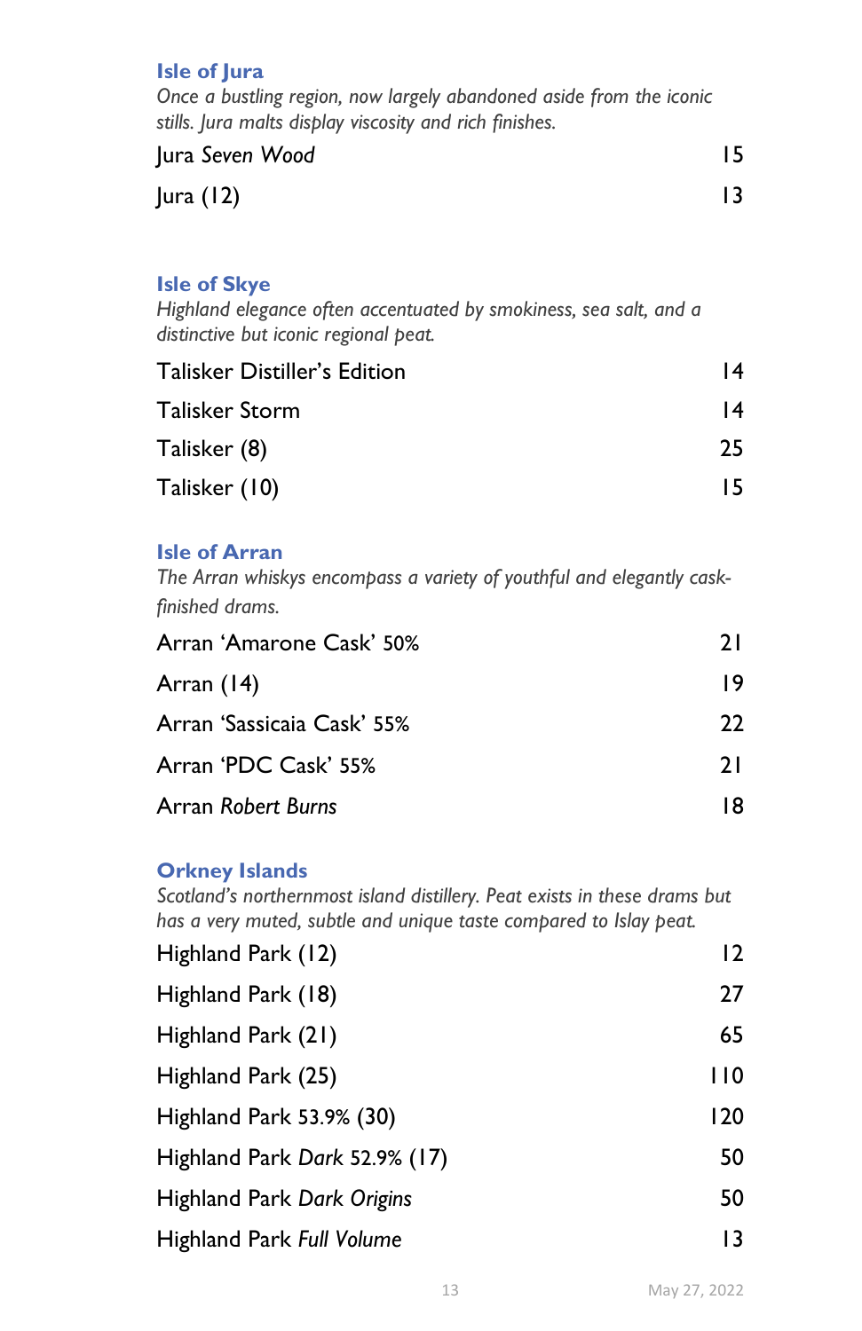## Isle of Jura

*Once a bustling region, now largely abandoned aside from the iconic stills. Jura malts display viscosity and rich finishes.*

| | |
|---|---|
| Jura *Seven Wood* | 15 |
| Jura (12) | 13 |

## Isle of Skye

*Highland elegance often accentuated by smokiness, sea salt, and a distinctive but iconic regional peat.*

| | |
|---|---|
| Talisker Distiller's Edition | 14 |
| Talisker Storm | 14 |
| Talisker (8) | 25 |
| Talisker (10) | 15 |

## Isle of Arran

*The Arran whiskys encompass a variety of youthful and elegantly cask-finished drams.*

| | |
|---|---|
| Arran 'Amarone Cask' 50% | 21 |
| Arran (14) | 19 |
| Arran 'Sassicaia Cask' 55% | 22 |
| Arran 'PDC Cask' 55% | 21 |
| Arran *Robert Burns* | 18 |

## Orkney Islands

*Scotland's northernmost island distillery. Peat exists in these drams but has a very muted, subtle and unique taste compared to Islay peat.*

| | |
|---|---|
| Highland Park (12) | 12 |
| Highland Park (18) | 27 |
| Highland Park (21) | 65 |
| Highland Park (25) | 110 |
| Highland Park 53.9% (30) | 120 |
| Highland Park *Dark* 52.9% (17) | 50 |
| Highland Park *Dark Origins* | 50 |
| Highland Park *Full Volume* | 13 |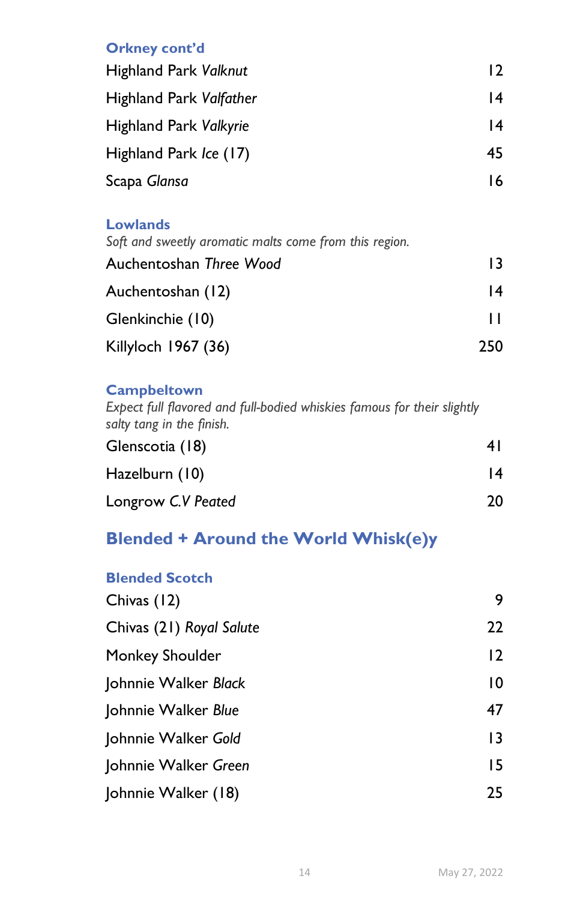### Orkney cont'd

| | |
|---|---|
| Highland Park *Valknut* | 12 |
| Highland Park *Valfather* | 14 |
| Highland Park *Valkyrie* | 14 |
| Highland Park *Ice* (17) | 45 |
| Scapa *Glansa* | 16 |

### Lowlands

*Soft and sweetly aromatic malts come from this region.*

| | |
|---|---|
| Auchentoshan *Three Wood* | 13 |
| Auchentoshan (12) | 14 |
| Glenkinchie (10) | 11 |
| Killyloch 1967 (36) | 250 |

### Campbeltown

*Expect full flavored and full-bodied whiskies famous for their slightly salty tang in the finish.*

| | |
|---|---|
| Glenscotia (18) | 41 |
| Hazelburn (10) | 14 |
| Longrow *C.V Peated* | 20 |

## Blended + Around the World Whisk(e)y

### Blended Scotch

| | |
|---|---|
| Chivas (12) | 9 |
| Chivas (21) *Royal Salute* | 22 |
| Monkey Shoulder | 12 |
| Johnnie Walker *Black* | 10 |
| Johnnie Walker *Blue* | 47 |
| Johnnie Walker *Gold* | 13 |
| Johnnie Walker *Green* | 15 |
| Johnnie Walker (18) | 25 |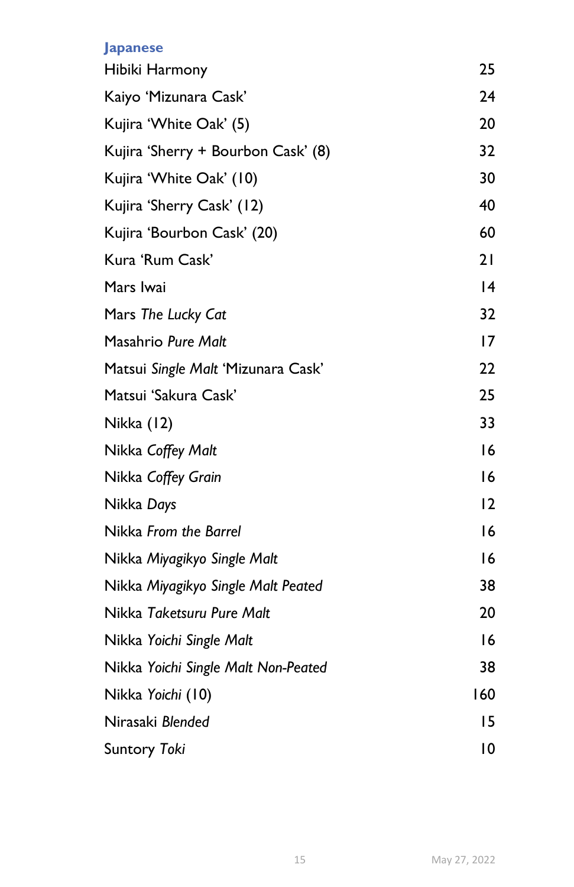## Japanese

| | |
|---|---|
| Hibiki Harmony | 25 |
| Kaiyo 'Mizunara Cask' | 24 |
| Kujira 'White Oak' (5) | 20 |
| Kujira 'Sherry + Bourbon Cask' (8) | 32 |
| Kujira 'White Oak' (10) | 30 |
| Kujira 'Sherry Cask' (12) | 40 |
| Kujira 'Bourbon Cask' (20) | 60 |
| Kura 'Rum Cask' | 21 |
| Mars Iwai | 14 |
| Mars *The Lucky Cat* | 32 |
| Masahrio *Pure Malt* | 17 |
| Matsui *Single Malt* 'Mizunara Cask' | 22 |
| Matsui 'Sakura Cask' | 25 |
| Nikka (12) | 33 |
| Nikka *Coffey Malt* | 16 |
| Nikka *Coffey Grain* | 16 |
| Nikka *Days* | 12 |
| Nikka *From the Barrel* | 16 |
| Nikka *Miyagikyo Single Malt* | 16 |
| Nikka *Miyagikyo Single Malt Peated* | 38 |
| Nikka *Taketsuru Pure Malt* | 20 |
| Nikka *Yoichi Single Malt* | 16 |
| Nikka *Yoichi Single Malt Non-Peated* | 38 |
| Nikka *Yoichi* (10) | 160 |
| Nirasaki *Blended* | 15 |
| Suntory *Toki* | 10 |

May 27, 2022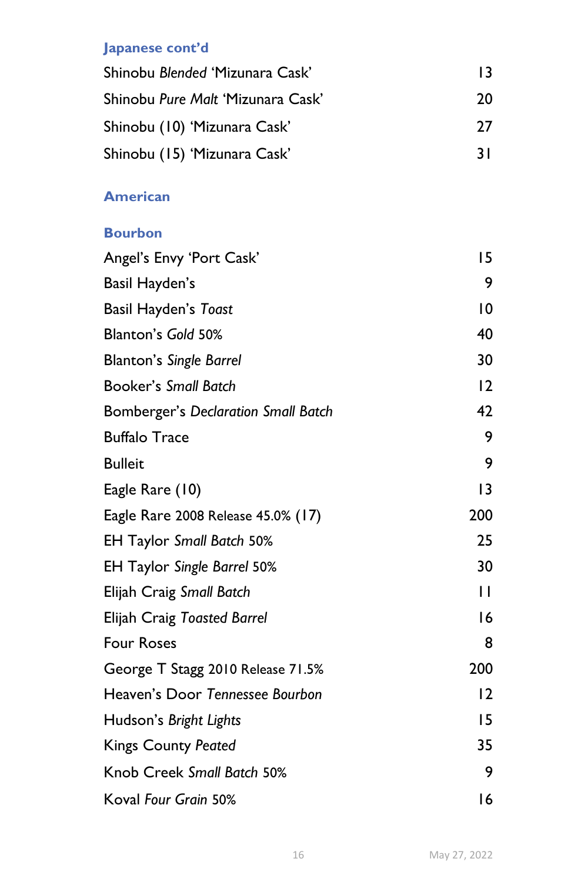### Japanese cont'd

| | |
|---|---|
| Shinobu *Blended* 'Mizunara Cask' | 13 |
| Shinobu *Pure Malt* 'Mizunara Cask' | 20 |
| Shinobu (10) 'Mizunara Cask' | 27 |
| Shinobu (15) 'Mizunara Cask' | 31 |

## American

### Bourbon

| | |
|---|---|
| Angel's Envy 'Port Cask' | 15 |
| Basil Hayden's | 9 |
| Basil Hayden's *Toast* | 10 |
| Blanton's *Gold* 50% | 40 |
| Blanton's *Single Barrel* | 30 |
| Booker's *Small Batch* | 12 |
| Bomberger's *Declaration Small Batch* | 42 |
| Buffalo Trace | 9 |
| Bulleit | 9 |
| Eagle Rare (10) | 13 |
| Eagle Rare 2008 Release 45.0% (17) | 200 |
| EH Taylor *Small Batch* 50% | 25 |
| EH Taylor *Single Barrel* 50% | 30 |
| Elijah Craig *Small Batch* | 11 |
| Elijah Craig *Toasted Barrel* | 16 |
| Four Roses | 8 |
| George T Stagg 2010 Release 71.5% | 200 |
| Heaven's Door *Tennessee Bourbon* | 12 |
| Hudson's *Bright Lights* | 15 |
| Kings County *Peated* | 35 |
| Knob Creek *Small Batch* 50% | 9 |
| Koval *Four Grain* 50% | 16 |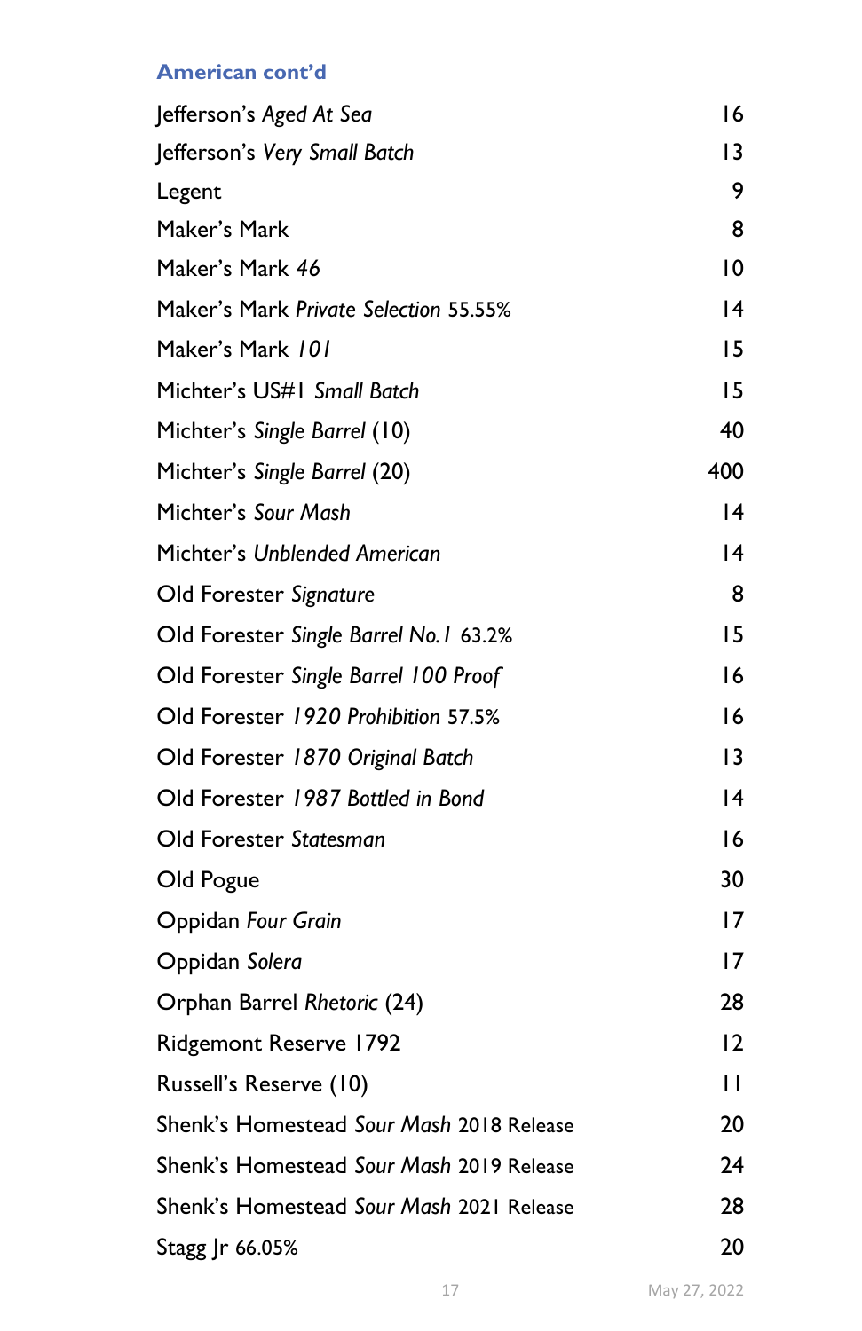### American cont'd

| | |
|---|---|
| Jefferson's *Aged At Sea* | 16 |
| Jefferson's *Very Small Batch* | 13 |
| Legent | 9 |
| Maker's Mark | 8 |
| Maker's Mark *46* | 10 |
| Maker's Mark *Private Selection* 55.55% | 14 |
| Maker's Mark *101* | 15 |
| Michter's US#1 *Small Batch* | 15 |
| Michter's *Single Barrel* (10) | 40 |
| Michter's *Single Barrel* (20) | 400 |
| Michter's *Sour Mash* | 14 |
| Michter's *Unblended American* | 14 |
| Old Forester *Signature* | 8 |
| Old Forester *Single Barrel No.1* 63.2% | 15 |
| Old Forester *Single Barrel 100 Proof* | 16 |
| Old Forester *1920 Prohibition* 57.5% | 16 |
| Old Forester *1870 Original Batch* | 13 |
| Old Forester *1987 Bottled in Bond* | 14 |
| Old Forester *Statesman* | 16 |
| Old Pogue | 30 |
| Oppidan *Four Grain* | 17 |
| Oppidan *Solera* | 17 |
| Orphan Barrel *Rhetoric* (24) | 28 |
| Ridgemont Reserve 1792 | 12 |
| Russell's Reserve (10) | 11 |
| Shenk's Homestead *Sour Mash* 2018 Release | 20 |
| Shenk's Homestead *Sour Mash* 2019 Release | 24 |
| Shenk's Homestead *Sour Mash* 2021 Release | 28 |
| Stagg Jr 66.05% | 20 |

May 27, 2022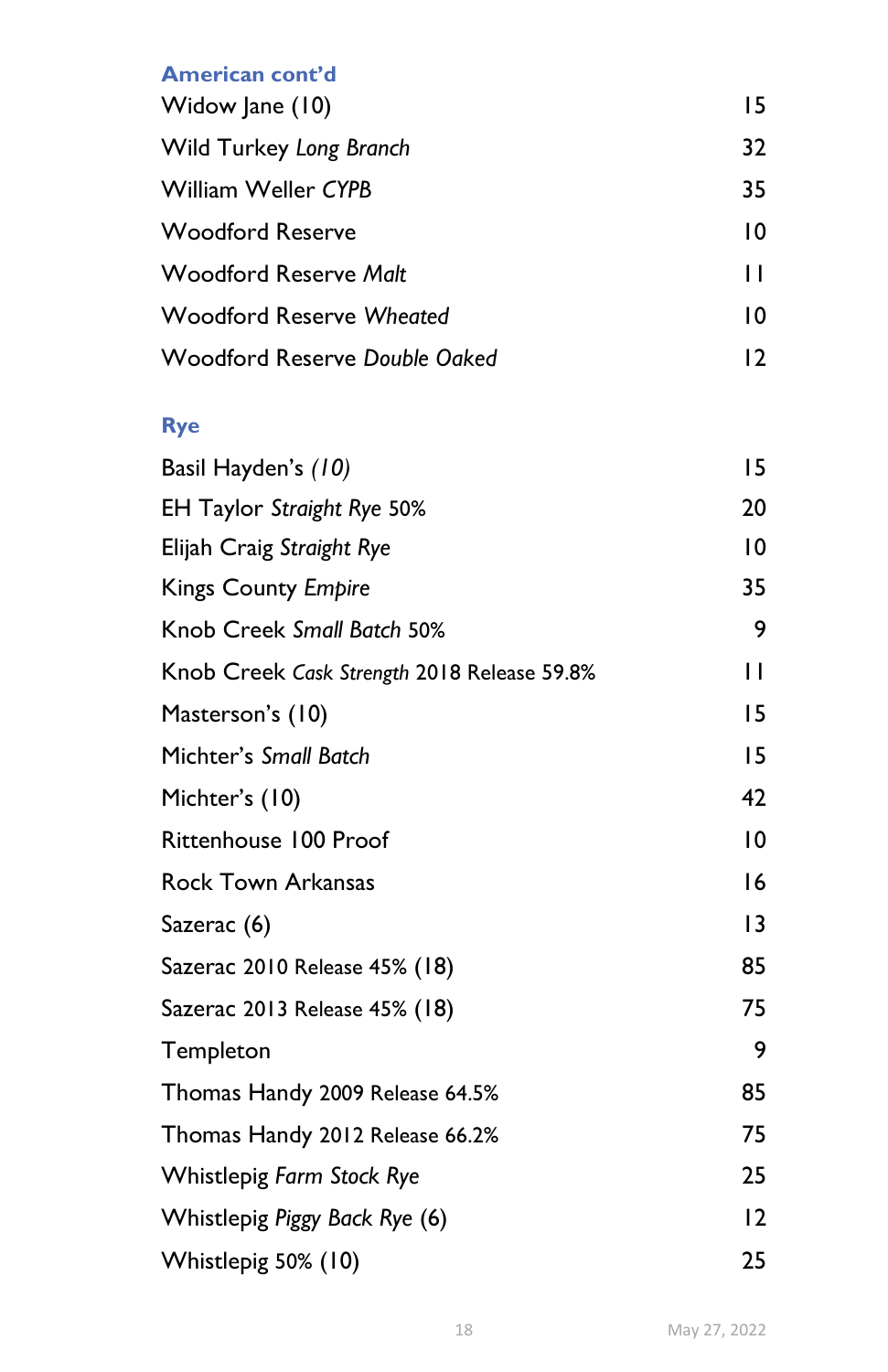### American cont'd

| | |
|---|---|
| Widow Jane (10) | 15 |
| Wild Turkey *Long Branch* | 32 |
| William Weller *CYPB* | 35 |
| Woodford Reserve | 10 |
| Woodford Reserve *Malt* | 11 |
| Woodford Reserve *Wheated* | 10 |
| Woodford Reserve *Double Oaked* | 12 |

### Rye

| | |
|---|---|
| Basil Hayden's *(10)* | 15 |
| EH Taylor *Straight Rye* 50% | 20 |
| Elijah Craig *Straight Rye* | 10 |
| Kings County *Empire* | 35 |
| Knob Creek *Small Batch* 50% | 9 |
| Knob Creek *Cask Strength* 2018 Release 59.8% | 11 |
| Masterson's (10) | 15 |
| Michter's *Small Batch* | 15 |
| Michter's (10) | 42 |
| Rittenhouse 100 Proof | 10 |
| Rock Town Arkansas | 16 |
| Sazerac (6) | 13 |
| Sazerac 2010 Release 45% (18) | 85 |
| Sazerac 2013 Release 45% (18) | 75 |
| Templeton | 9 |
| Thomas Handy 2009 Release 64.5% | 85 |
| Thomas Handy 2012 Release 66.2% | 75 |
| Whistlepig *Farm Stock Rye* | 25 |
| Whistlepig *Piggy Back Rye* (6) | 12 |
| Whistlepig 50% (10) | 25 |

May 27, 2022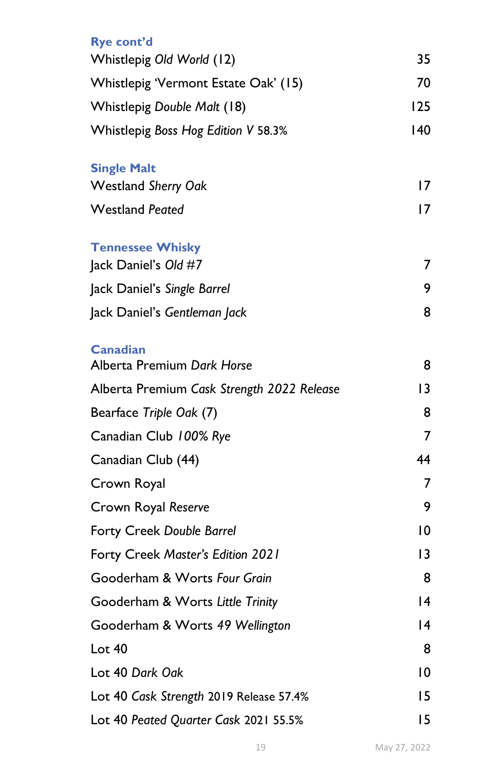## Rye cont'd

| | |
|---|---|
| Whistlepig *Old World* (12) | 35 |
| Whistlepig 'Vermont Estate Oak' (15) | 70 |
| Whistlepig *Double Malt* (18) | 125 |
| Whistlepig *Boss Hog Edition V* 58.3% | 140 |

## Single Malt

| | |
|---|---|
| Westland *Sherry Oak* | 17 |
| Westland *Peated* | 17 |

## Tennessee Whisky

| | |
|---|---|
| Jack Daniel's *Old #7* | 7 |
| Jack Daniel's *Single Barrel* | 9 |
| Jack Daniel's *Gentleman Jack* | 8 |

## Canadian

| | |
|---|---|
| Alberta Premium *Dark Horse* | 8 |
| Alberta Premium *Cask Strength 2022 Release* | 13 |
| Bearface *Triple Oak* (7) | 8 |
| Canadian Club *100% Rye* | 7 |
| Canadian Club (44) | 44 |
| Crown Royal | 7 |
| Crown Royal *Reserve* | 9 |
| Forty Creek *Double Barrel* | 10 |
| Forty Creek *Master's Edition 2021* | 13 |
| Gooderham & Worts *Four Grain* | 8 |
| Gooderham & Worts *Little Trinity* | 14 |
| Gooderham & Worts *49 Wellington* | 14 |
| Lot 40 | 8 |
| Lot 40 *Dark Oak* | 10 |
| Lot 40 *Cask Strength* 2019 Release 57.4% | 15 |
| Lot 40 *Peated Quarter Cask* 2021 55.5% | 15 |

May 27, 2022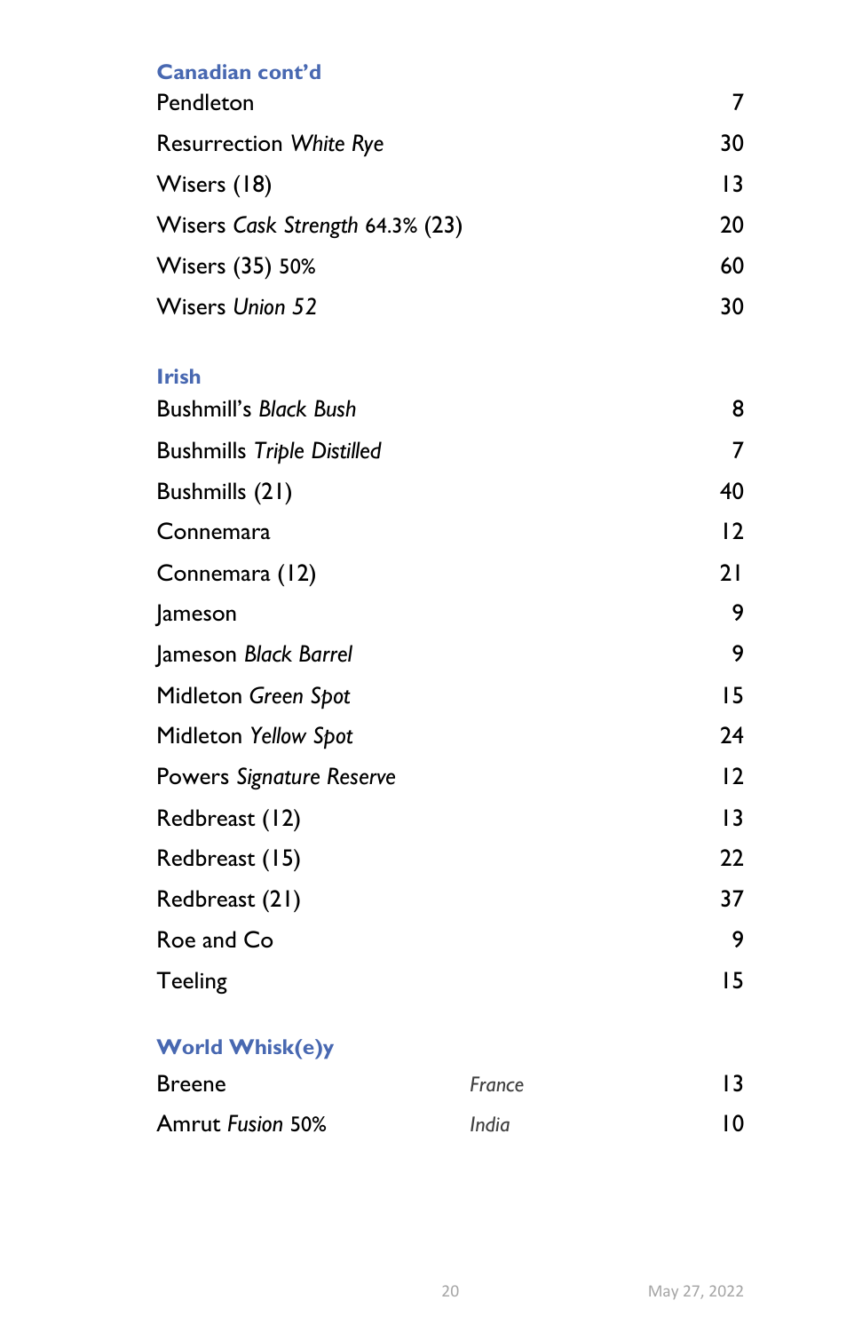### Canadian cont'd

| | |
|---|---|
| Pendleton | 7 |
| Resurrection *White Rye* | 30 |
| Wisers (18) | 13 |
| Wisers *Cask Strength* 64.3% (23) | 20 |
| Wisers (35) 50% | 60 |
| Wisers *Union 52* | 30 |

### Irish

| | |
|---|---|
| Bushmill's *Black Bush* | 8 |
| Bushmills *Triple Distilled* | 7 |
| Bushmills (21) | 40 |
| Connemara | 12 |
| Connemara (12) | 21 |
| Jameson | 9 |
| Jameson *Black Barrel* | 9 |
| Midleton *Green Spot* | 15 |
| Midleton *Yellow Spot* | 24 |
| Powers *Signature Reserve* | 12 |
| Redbreast (12) | 13 |
| Redbreast (15) | 22 |
| Redbreast (21) | 37 |
| Roe and Co | 9 |
| Teeling | 15 |

### World Whisk(e)y

| | | |
|---|---|---|
| Breene | *France* | 13 |
| Amrut *Fusion* 50% | *India* | 10 |

May 27, 2022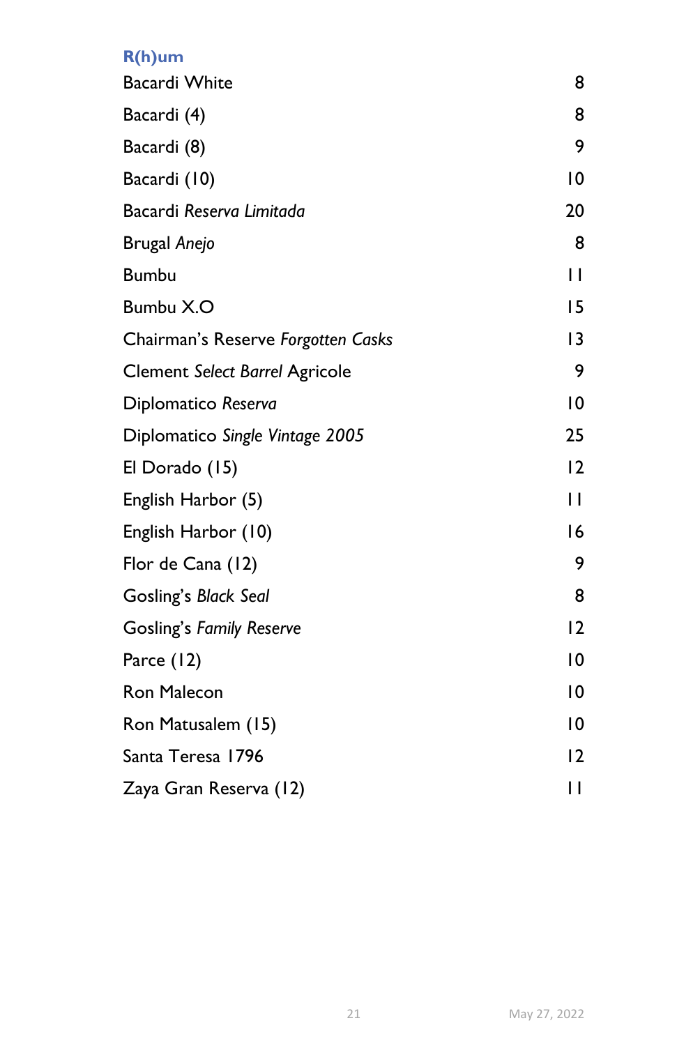## R(h)um

| | |
|---|---|
| Bacardi White | 8 |
| Bacardi (4) | 8 |
| Bacardi (8) | 9 |
| Bacardi (10) | 10 |
| Bacardi *Reserva Limitada* | 20 |
| Brugal *Anejo* | 8 |
| Bumbu | 11 |
| Bumbu X.O | 15 |
| Chairman's Reserve *Forgotten Casks* | 13 |
| Clement *Select Barrel* Agricole | 9 |
| Diplomatico *Reserva* | 10 |
| Diplomatico *Single Vintage 2005* | 25 |
| El Dorado (15) | 12 |
| English Harbor (5) | 11 |
| English Harbor (10) | 16 |
| Flor de Cana (12) | 9 |
| Gosling's *Black Seal* | 8 |
| Gosling's *Family Reserve* | 12 |
| Parce (12) | 10 |
| Ron Malecon | 10 |
| Ron Matusalem (15) | 10 |
| Santa Teresa 1796 | 12 |
| Zaya Gran Reserva (12) | 11 |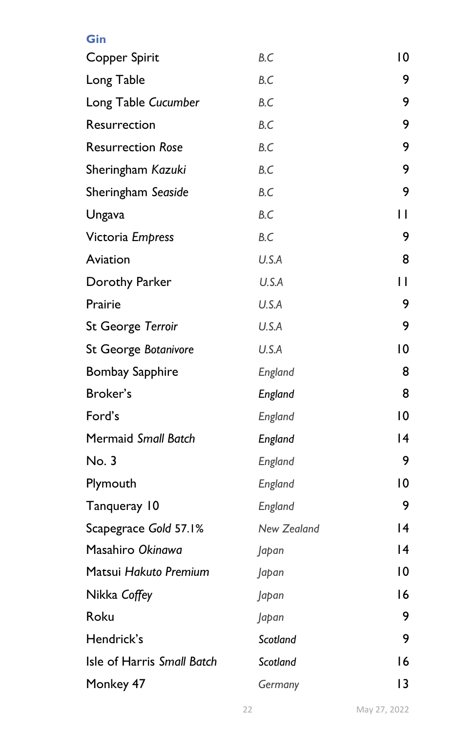## Gin

| | | |
|---|---|---|
| Copper Spirit | *B.C* | 10 |
| Long Table | *B.C* | 9 |
| Long Table *Cucumber* | *B.C* | 9 |
| Resurrection | *B.C* | 9 |
| Resurrection *Rose* | *B.C* | 9 |
| Sheringham *Kazuki* | *B.C* | 9 |
| Sheringham *Seaside* | *B.C* | 9 |
| Ungava | *B.C* | 11 |
| Victoria *Empress* | *B.C* | 9 |
| Aviation | *U.S.A* | 8 |
| Dorothy Parker | *U.S.A* | 11 |
| Prairie | *U.S.A* | 9 |
| St George *Terroir* | *U.S.A* | 9 |
| St George *Botanivore* | *U.S.A* | 10 |
| Bombay Sapphire | *England* | 8 |
| Broker's | *England* | 8 |
| Ford's | *England* | 10 |
| Mermaid *Small Batch* | *England* | 14 |
| No. 3 | *England* | 9 |
| Plymouth | *England* | 10 |
| Tanqueray 10 | *England* | 9 |
| Scapegrace *Gold* 57.1% | *New Zealand* | 14 |
| Masahiro *Okinawa* | *Japan* | 14 |
| Matsui *Hakuto Premium* | *Japan* | 10 |
| Nikka *Coffey* | *Japan* | 16 |
| Roku | *Japan* | 9 |
| Hendrick's | *Scotland* | 9 |
| Isle of Harris *Small Batch* | *Scotland* | 16 |
| Monkey 47 | *Germany* | 13 |

May 27, 2022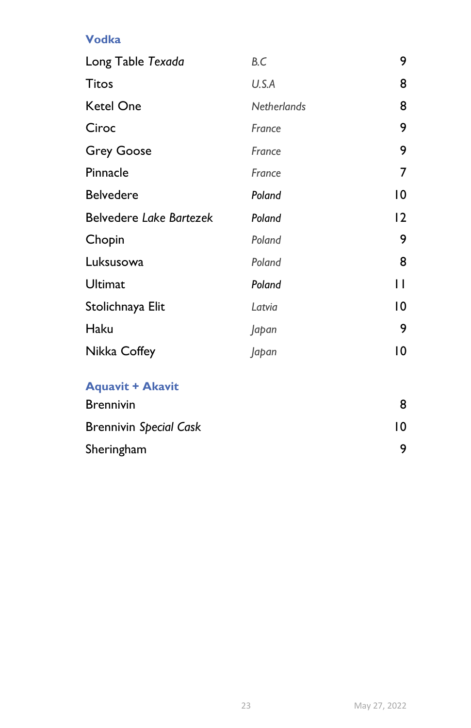## Vodka

| | | |
|---|---|---|
| Long Table *Texada* | *B.C* | 9 |
| Titos | *U.S.A* | 8 |
| Ketel One | *Netherlands* | 8 |
| Ciroc | *France* | 9 |
| Grey Goose | *France* | 9 |
| Pinnacle | *France* | 7 |
| Belvedere | *Poland* | 10 |
| Belvedere *Lake Bartezek* | *Poland* | 12 |
| Chopin | *Poland* | 9 |
| Luksusowa | *Poland* | 8 |
| Ultimat | *Poland* | 11 |
| Stolichnaya Elit | *Latvia* | 10 |
| Haku | *Japan* | 9 |
| Nikka Coffey | *Japan* | 10 |

## Aquavit + Akavit

| | |
|---|---|
| Brennivin | 8 |
| Brennivin *Special Cask* | 10 |
| Sheringham | 9 |

May 27, 2022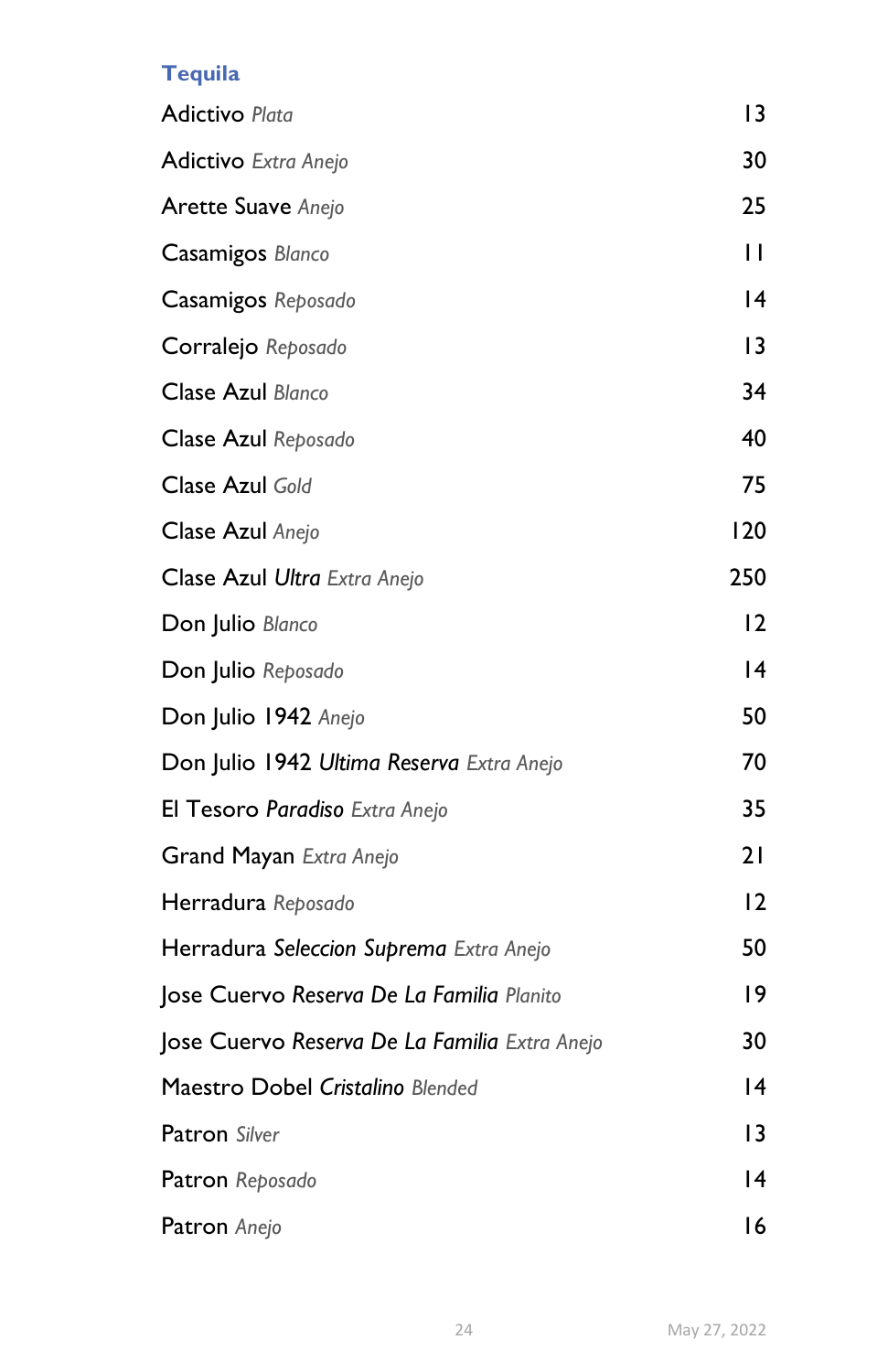## Tequila

| | |
|---|---|
| Adictivo *Plata* | 13 |
| Adictivo *Extra Anejo* | 30 |
| Arette Suave *Anejo* | 25 |
| Casamigos *Blanco* | 11 |
| Casamigos *Reposado* | 14 |
| Corralejo *Reposado* | 13 |
| Clase Azul *Blanco* | 34 |
| Clase Azul *Reposado* | 40 |
| Clase Azul *Gold* | 75 |
| Clase Azul *Anejo* | 120 |
| Clase Azul *Ultra Extra Anejo* | 250 |
| Don Julio *Blanco* | 12 |
| Don Julio *Reposado* | 14 |
| Don Julio 1942 *Anejo* | 50 |
| Don Julio 1942 *Ultima Reserva Extra Anejo* | 70 |
| El Tesoro *Paradiso Extra Anejo* | 35 |
| Grand Mayan *Extra Anejo* | 21 |
| Herradura *Reposado* | 12 |
| Herradura *Seleccion Suprema Extra Anejo* | 50 |
| Jose Cuervo *Reserva De La Familia Planito* | 19 |
| Jose Cuervo *Reserva De La Familia Extra Anejo* | 30 |
| Maestro Dobel *Cristalino Blended* | 14 |
| Patron *Silver* | 13 |
| Patron *Reposado* | 14 |
| Patron *Anejo* | 16 |

May 27, 2022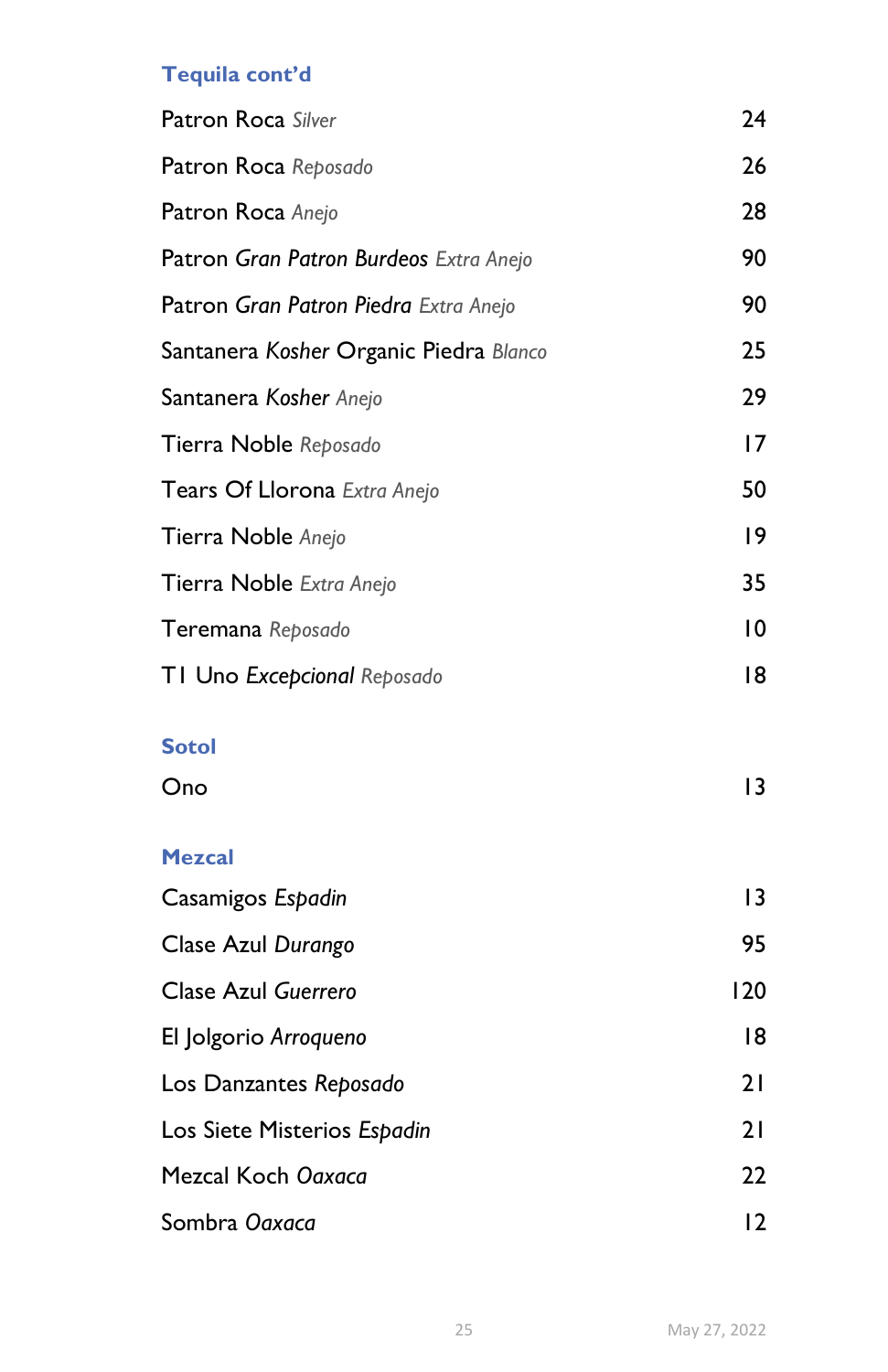## Tequila cont'd

| | |
|---|---|
| Patron Roca *Silver* | 24 |
| Patron Roca *Reposado* | 26 |
| Patron Roca *Anejo* | 28 |
| Patron *Gran Patron Burdeos Extra Anejo* | 90 |
| Patron *Gran Patron Piedra Extra Anejo* | 90 |
| Santanera *Kosher* Organic Piedra *Blanco* | 25 |
| Santanera *Kosher Anejo* | 29 |
| Tierra Noble *Reposado* | 17 |
| Tears Of Llorona *Extra Anejo* | 50 |
| Tierra Noble *Anejo* | 19 |
| Tierra Noble *Extra Anejo* | 35 |
| Teremana *Reposado* | 10 |
| T1 Uno *Excepcional Reposado* | 18 |

## Sotol

| | |
|---|---|
| Ono | 13 |

## Mezcal

| | |
|---|---|
| Casamigos *Espadin* | 13 |
| Clase Azul *Durango* | 95 |
| Clase Azul *Guerrero* | 120 |
| El Jolgorio *Arroqueno* | 18 |
| Los Danzantes *Reposado* | 21 |
| Los Siete Misterios *Espadin* | 21 |
| Mezcal Koch *Oaxaca* | 22 |
| Sombra *Oaxaca* | 12 |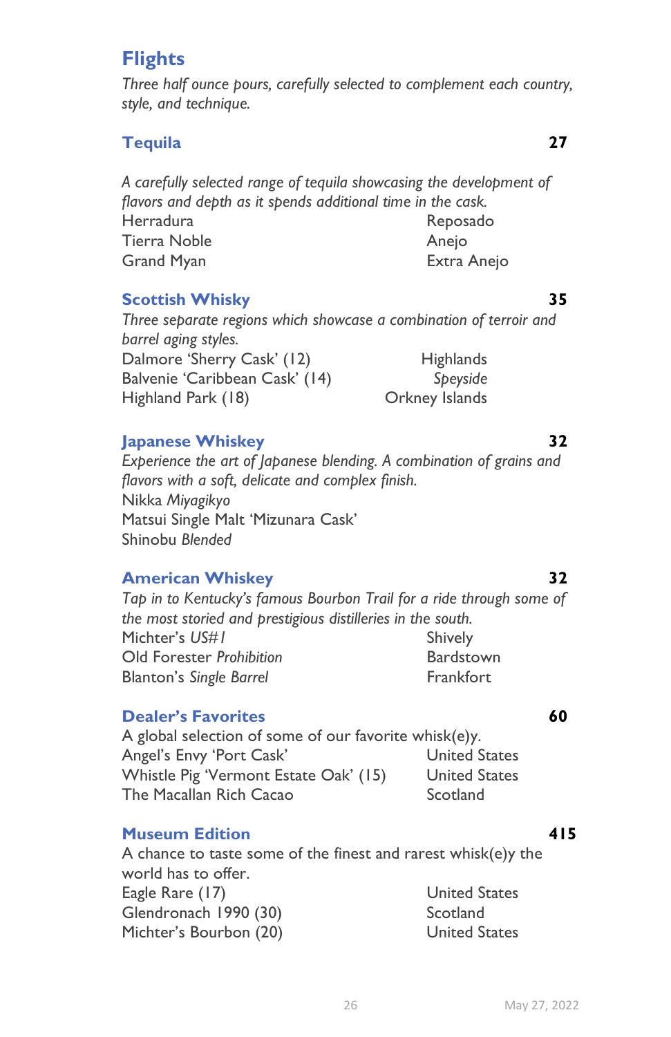# Flights

*Three half ounce pours, carefully selected to complement each country, style, and technique.*

## Tequila — 27

*A carefully selected range of tequila showcasing the development of flavors and depth as it spends additional time in the cask.*

| | |
|---|---|
| Herradura | Reposado |
| Tierra Noble | Anejo |
| Grand Myan | Extra Anejo |

## Scottish Whisky — 35

*Three separate regions which showcase a combination of terroir and barrel aging styles.*

| | |
|---|---|
| Dalmore 'Sherry Cask' (12) | Highlands |
| Balvenie 'Caribbean Cask' (14) | *Speyside* |
| Highland Park (18) | Orkney Islands |

## Japanese Whiskey — 32

*Experience the art of Japanese blending. A combination of grains and flavors with a soft, delicate and complex finish.*

Nikka *Miyagikyo*
Matsui Single Malt 'Mizunara Cask'
Shinobu *Blended*

## American Whiskey — 32

*Tap in to Kentucky's famous Bourbon Trail for a ride through some of the most storied and prestigious distilleries in the south.*

| | |
|---|---|
| Michter's *US#1* | Shively |
| Old Forester *Prohibition* | Bardstown |
| Blanton's *Single Barrel* | Frankfort |

## Dealer's Favorites — 60

A global selection of some of our favorite whisk(e)y.

| | |
|---|---|
| Angel's Envy 'Port Cask' | United States |
| Whistle Pig 'Vermont Estate Oak' (15) | United States |
| The Macallan Rich Cacao | Scotland |

## Museum Edition — 415

A chance to taste some of the finest and rarest whisk(e)y the world has to offer.

| | |
|---|---|
| Eagle Rare (17) | United States |
| Glendronach 1990 (30) | Scotland |
| Michter's Bourbon (20) | United States |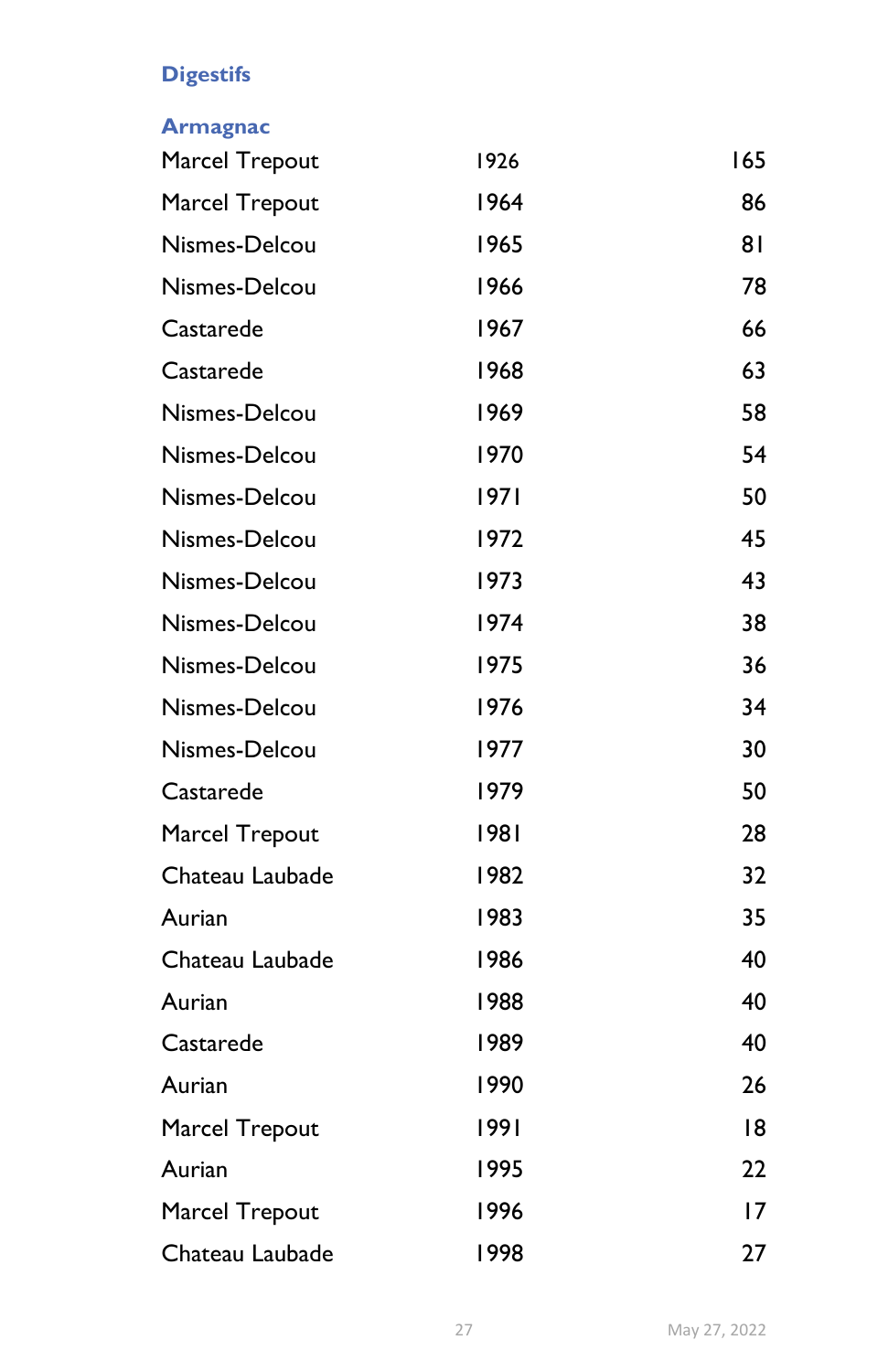## Digestifs

### Armagnac

| | | |
|---|---|---|
| Marcel Trepout | 1926 | 165 |
| Marcel Trepout | 1964 | 86 |
| Nismes-Delcou | 1965 | 81 |
| Nismes-Delcou | 1966 | 78 |
| Castarede | 1967 | 66 |
| Castarede | 1968 | 63 |
| Nismes-Delcou | 1969 | 58 |
| Nismes-Delcou | 1970 | 54 |
| Nismes-Delcou | 1971 | 50 |
| Nismes-Delcou | 1972 | 45 |
| Nismes-Delcou | 1973 | 43 |
| Nismes-Delcou | 1974 | 38 |
| Nismes-Delcou | 1975 | 36 |
| Nismes-Delcou | 1976 | 34 |
| Nismes-Delcou | 1977 | 30 |
| Castarede | 1979 | 50 |
| Marcel Trepout | 1981 | 28 |
| Chateau Laubade | 1982 | 32 |
| Aurian | 1983 | 35 |
| Chateau Laubade | 1986 | 40 |
| Aurian | 1988 | 40 |
| Castarede | 1989 | 40 |
| Aurian | 1990 | 26 |
| Marcel Trepout | 1991 | 18 |
| Aurian | 1995 | 22 |
| Marcel Trepout | 1996 | 17 |
| Chateau Laubade | 1998 | 27 |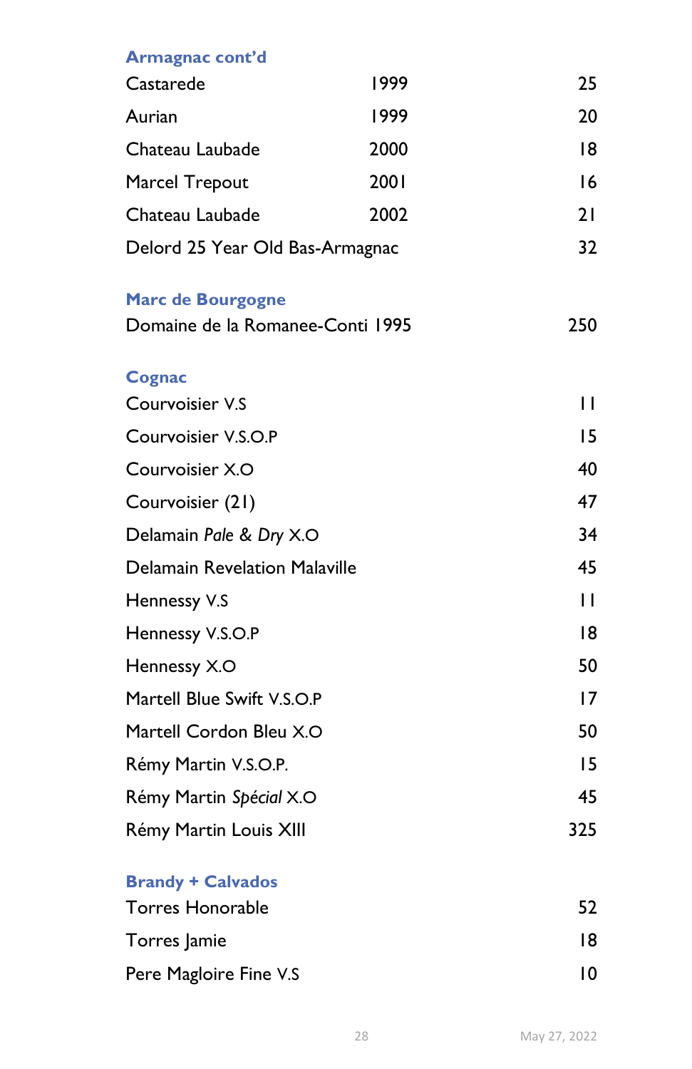## Armagnac cont'd

| | | |
|---|---|---|
| Castarede | 1999 | 25 |
| Aurian | 1999 | 20 |
| Chateau Laubade | 2000 | 18 |
| Marcel Trepout | 2001 | 16 |
| Chateau Laubade | 2002 | 21 |
| Delord 25 Year Old Bas-Armagnac | | 32 |

## Marc de Bourgogne

| | |
|---|---|
| Domaine de la Romanee-Conti 1995 | 250 |

## Cognac

| | |
|---|---|
| Courvoisier V.S | 11 |
| Courvoisier V.S.O.P | 15 |
| Courvoisier X.O | 40 |
| Courvoisier (21) | 47 |
| Delamain *Pale & Dry* X.O | 34 |
| Delamain Revelation Malaville | 45 |
| Hennessy V.S | 11 |
| Hennessy V.S.O.P | 18 |
| Hennessy X.O | 50 |
| Martell Blue Swift V.S.O.P | 17 |
| Martell Cordon Bleu X.O | 50 |
| Rémy Martin V.S.O.P. | 15 |
| Rémy Martin *Spécial* X.O | 45 |
| Rémy Martin Louis XIII | 325 |

## Brandy + Calvados

| | |
|---|---|
| Torres Honorable | 52 |
| Torres Jamie | 18 |
| Pere Magloire Fine V.S | 10 |

May 27, 2022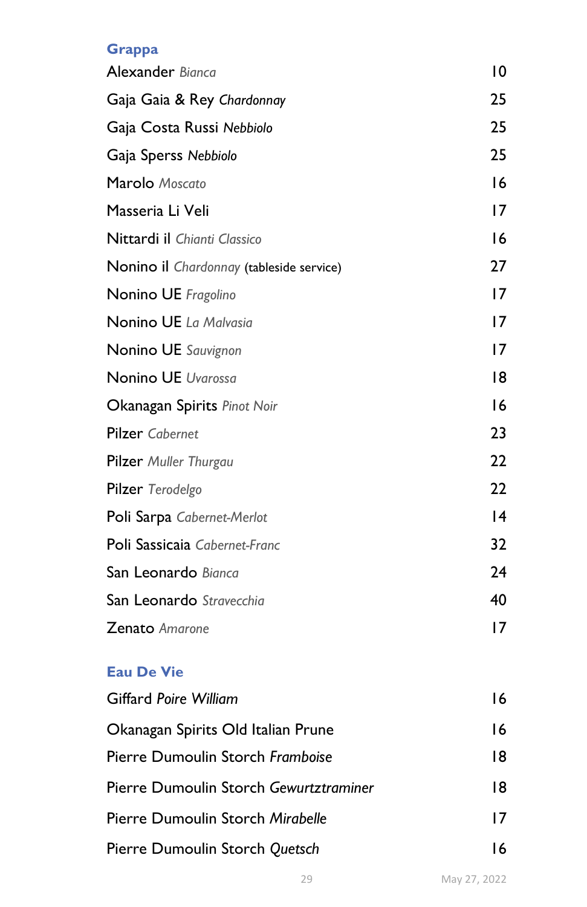## Grappa

| | |
|---|---|
| Alexander *Bianca* | 10 |
| Gaja Gaia & Rey *Chardonnay* | 25 |
| Gaja Costa Russi *Nebbiolo* | 25 |
| Gaja Sperss *Nebbiolo* | 25 |
| Marolo *Moscato* | 16 |
| Masseria Li Veli | 17 |
| Nittardi il *Chianti Classico* | 16 |
| Nonino il *Chardonnay* (tableside service) | 27 |
| Nonino UE *Fragolino* | 17 |
| Nonino UE *La Malvasia* | 17 |
| Nonino UE *Sauvignon* | 17 |
| Nonino UE *Uvarossa* | 18 |
| Okanagan Spirits *Pinot Noir* | 16 |
| Pilzer *Cabernet* | 23 |
| Pilzer *Muller Thurgau* | 22 |
| Pilzer *Terodelgo* | 22 |
| Poli Sarpa *Cabernet-Merlot* | 14 |
| Poli Sassicaia *Cabernet-Franc* | 32 |
| San Leonardo *Bianca* | 24 |
| San Leonardo *Stravecchia* | 40 |
| Zenato *Amarone* | 17 |

## Eau De Vie

| | |
|---|---|
| Giffard *Poire William* | 16 |
| Okanagan Spirits Old Italian Prune | 16 |
| Pierre Dumoulin Storch *Framboise* | 18 |
| Pierre Dumoulin Storch *Gewurtztraminer* | 18 |
| Pierre Dumoulin Storch *Mirabelle* | 17 |
| Pierre Dumoulin Storch *Quetsch* | 16 |

May 27, 2022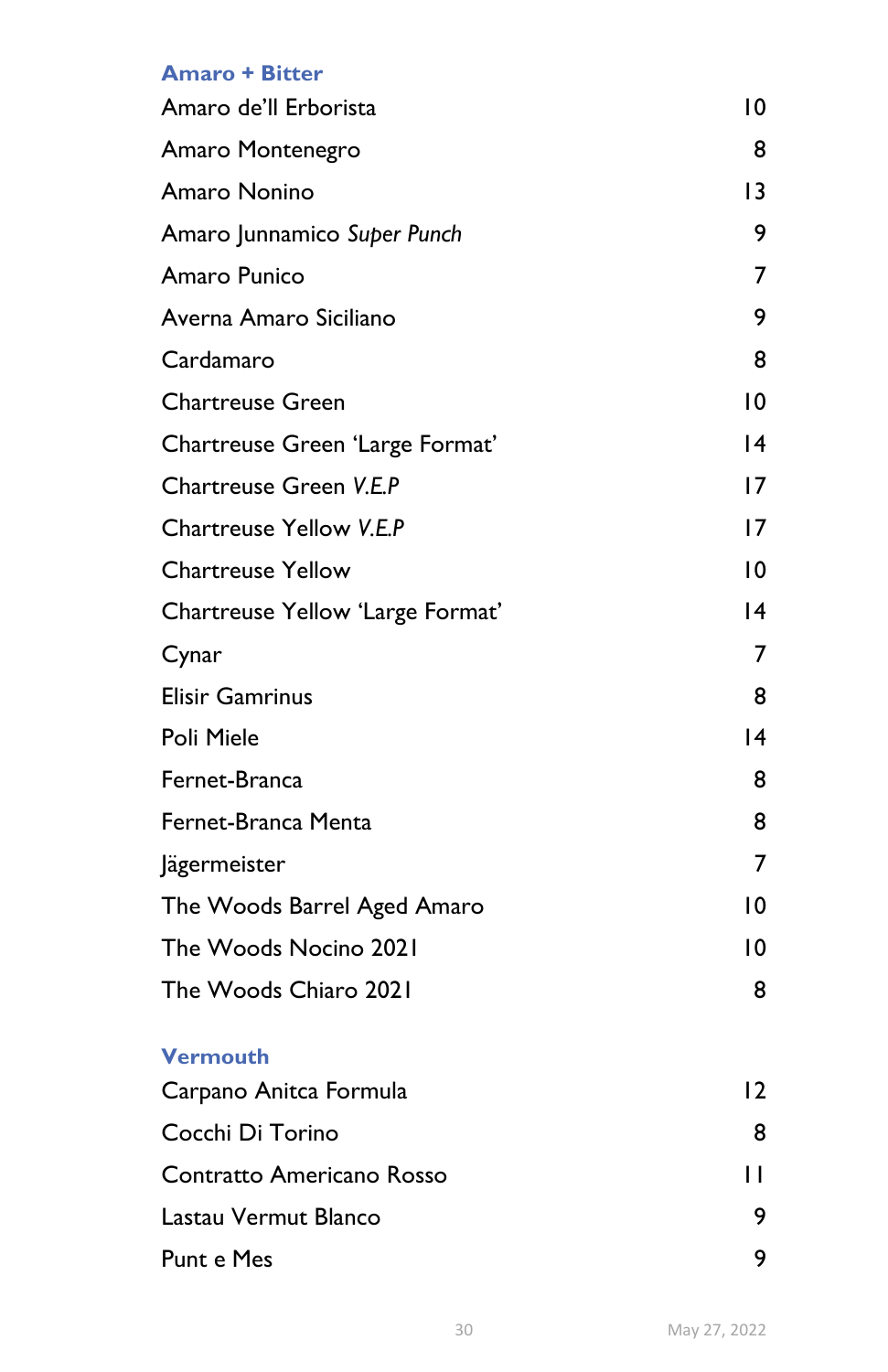## Amaro + Bitter

| | |
|---|---|
| Amaro de'll Erborista | 10 |
| Amaro Montenegro | 8 |
| Amaro Nonino | 13 |
| Amaro Junnamico *Super Punch* | 9 |
| Amaro Punico | 7 |
| Averna Amaro Siciliano | 9 |
| Cardamaro | 8 |
| Chartreuse Green | 10 |
| Chartreuse Green 'Large Format' | 14 |
| Chartreuse Green *V.E.P* | 17 |
| Chartreuse Yellow *V.E.P* | 17 |
| Chartreuse Yellow | 10 |
| Chartreuse Yellow 'Large Format' | 14 |
| Cynar | 7 |
| Elisir Gamrinus | 8 |
| Poli Miele | 14 |
| Fernet-Branca | 8 |
| Fernet-Branca Menta | 8 |
| Jägermeister | 7 |
| The Woods Barrel Aged Amaro | 10 |
| The Woods Nocino 2021 | 10 |
| The Woods Chiaro 2021 | 8 |

## Vermouth

| | |
|---|---|
| Carpano Anitca Formula | 12 |
| Cocchi Di Torino | 8 |
| Contratto Americano Rosso | 11 |
| Lastau Vermut Blanco | 9 |
| Punt e Mes | 9 |

May 27, 2022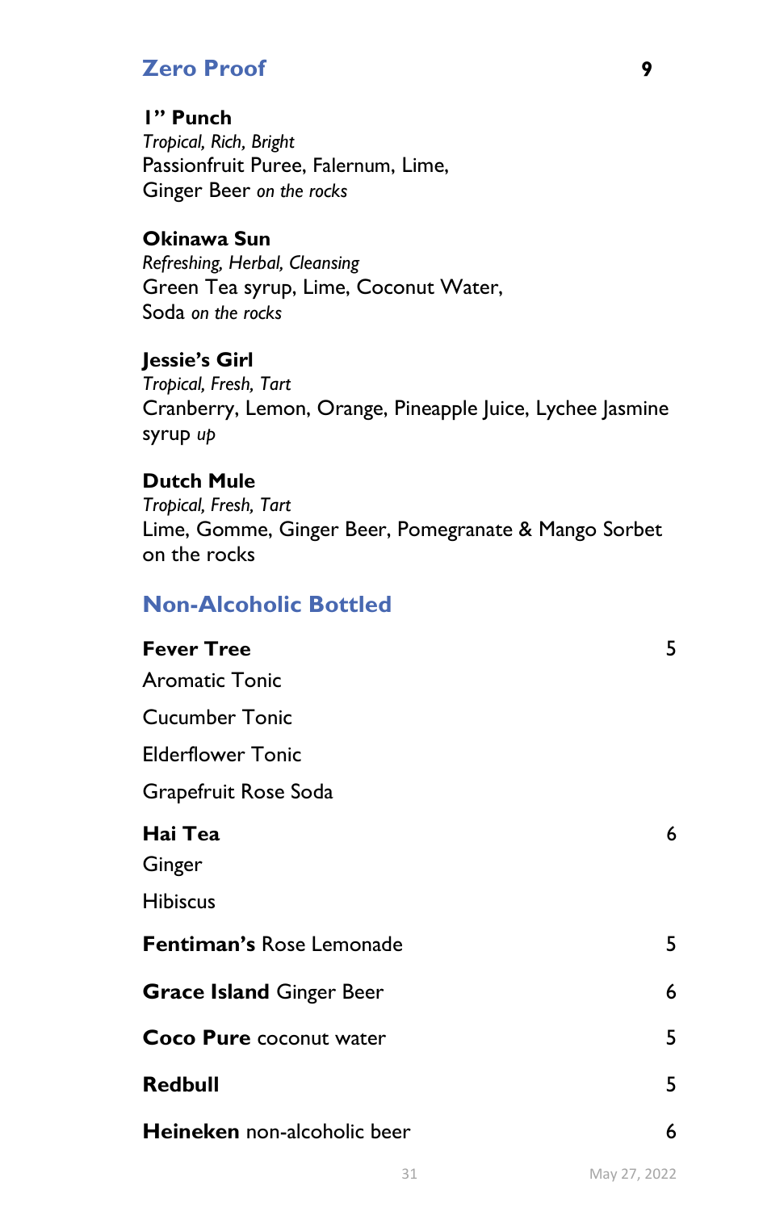## Zero Proof 9

**1" Punch**
*Tropical, Rich, Bright*
Passionfruit Puree, Falernum, Lime,
Ginger Beer *on the rocks*

**Okinawa Sun**
*Refreshing, Herbal, Cleansing*
Green Tea syrup, Lime, Coconut Water,
Soda *on the rocks*

**Jessie's Girl**
*Tropical, Fresh, Tart*
Cranberry, Lemon, Orange, Pineapple Juice, Lychee Jasmine syrup *up*

**Dutch Mule**
*Tropical, Fresh, Tart*
Lime, Gomme, Ginger Beer, Pomegranate & Mango Sorbet on the rocks

## Non-Alcoholic Bottled

**Fever Tree** 5

Aromatic Tonic

Cucumber Tonic

Elderflower Tonic

Grapefruit Rose Soda

**Hai Tea** 6

Ginger

Hibiscus

**Fentiman's** Rose Lemonade 5

**Grace Island** Ginger Beer 6

**Coco Pure** coconut water 5

**Redbull** 5

**Heineken** non-alcoholic beer 6

May 27, 2022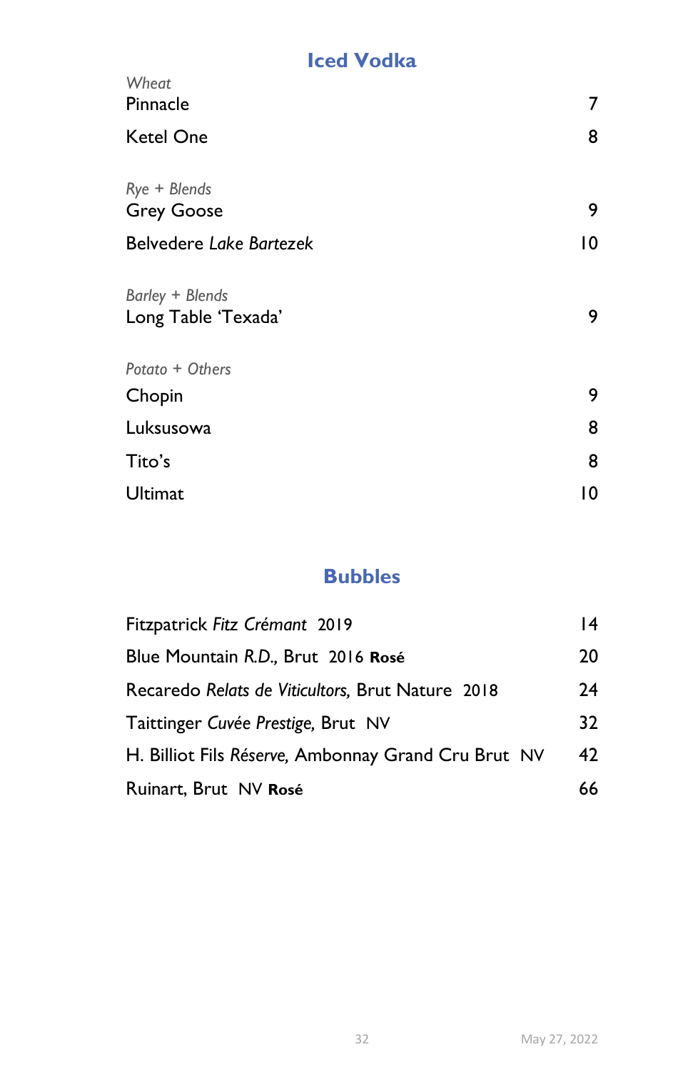## Iced Vodka

| | |
|---|---|
| *Wheat* | |
| Pinnacle | 7 |
| Ketel One | 8 |
| *Rye + Blends* | |
| Grey Goose | 9 |
| Belvedere *Lake Bartezek* | 10 |
| *Barley + Blends* | |
| Long Table 'Texada' | 9 |
| *Potato + Others* | |
| Chopin | 9 |
| Luksusowa | 8 |
| Tito's | 8 |
| Ultimat | 10 |

## Bubbles

| | |
|---|---|
| Fitzpatrick *Fitz Crémant* 2019 | 14 |
| Blue Mountain *R.D.*, Brut 2016 **Rosé** | 20 |
| Recaredo *Relats de Viticultors*, Brut Nature 2018 | 24 |
| Taittinger *Cuvée Prestige*, Brut NV | 32 |
| H. Billiot Fils *Réserve*, Ambonnay Grand Cru Brut NV | 42 |
| Ruinart, Brut NV **Rosé** | 66 |

May 27, 2022